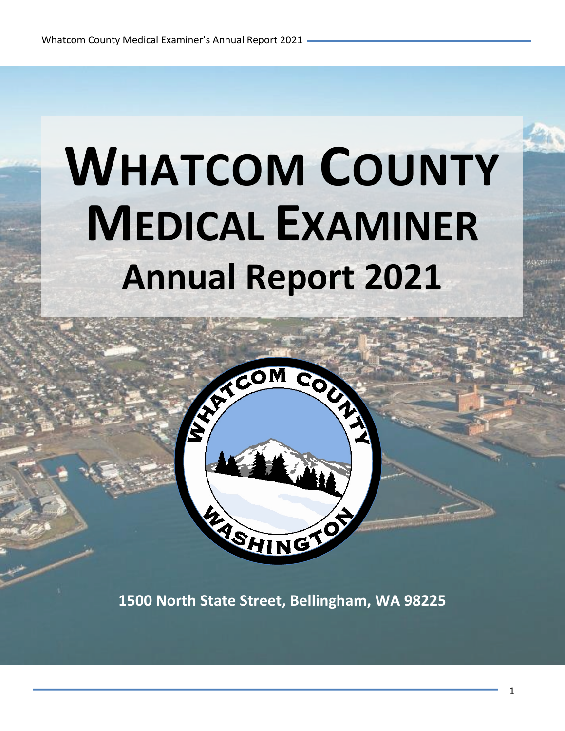# WHATCOM COUNTY MEDICAL EXAMINER
## Annual Report 2021

**1500 North State Street, Bellingham, WA 98225**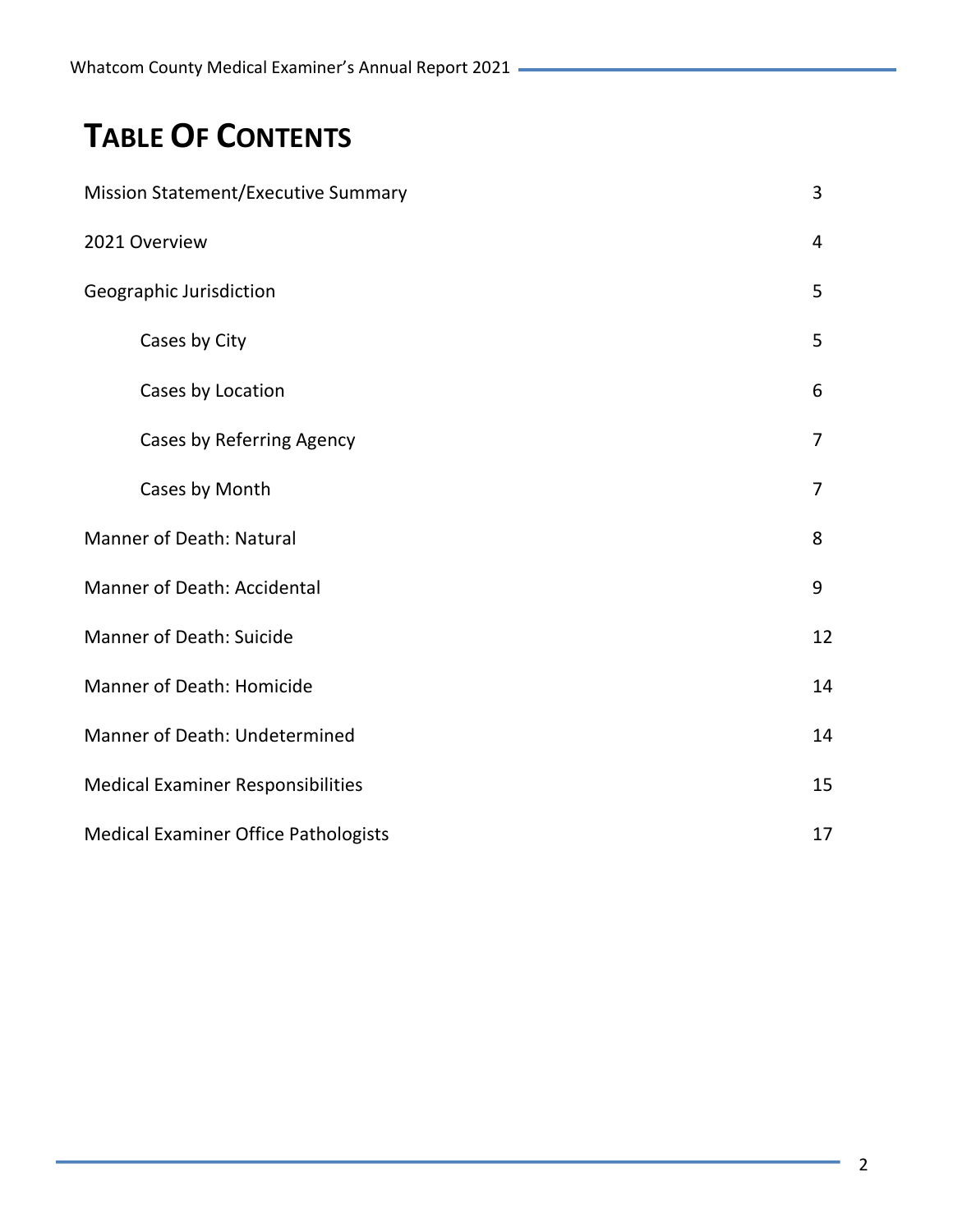# TABLE OF CONTENTS

| | |
|---|---|
| Mission Statement/Executive Summary | 3 |
| 2021 Overview | 4 |
| Geographic Jurisdiction | 5 |
| Cases by City | 5 |
| Cases by Location | 6 |
| Cases by Referring Agency | 7 |
| Cases by Month | 7 |
| Manner of Death: Natural | 8 |
| Manner of Death: Accidental | 9 |
| Manner of Death: Suicide | 12 |
| Manner of Death: Homicide | 14 |
| Manner of Death: Undetermined | 14 |
| Medical Examiner Responsibilities | 15 |
| Medical Examiner Office Pathologists | 17 |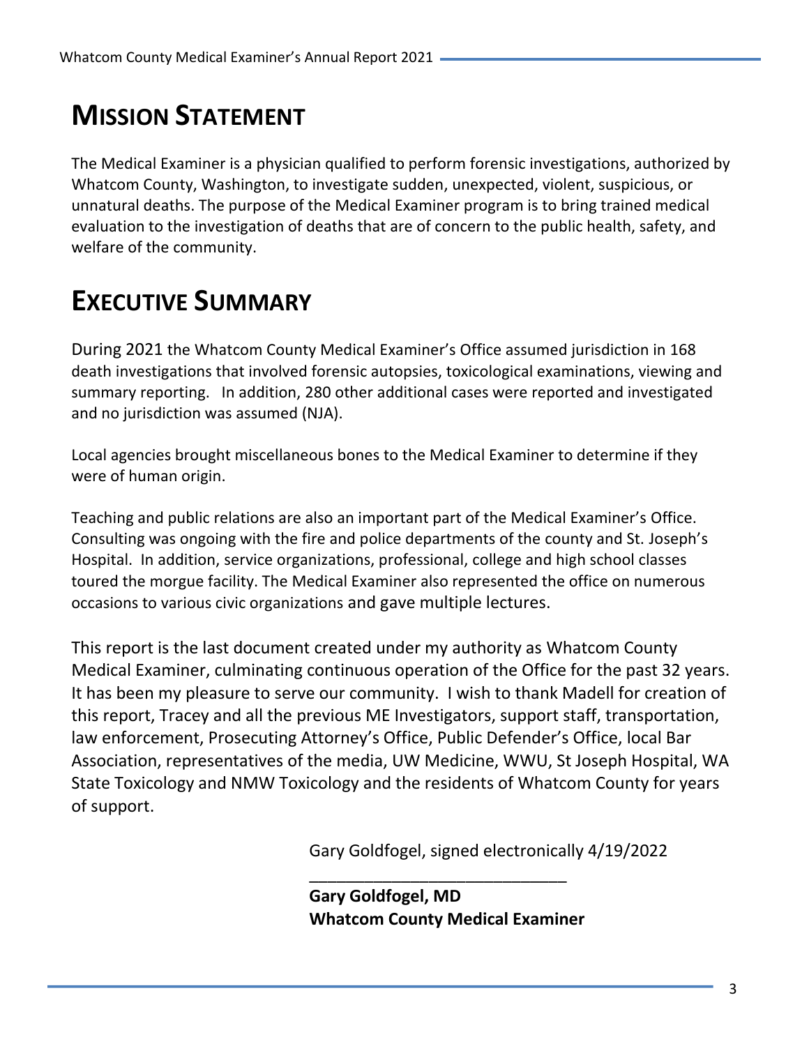# MISSION STATEMENT

The Medical Examiner is a physician qualified to perform forensic investigations, authorized by Whatcom County, Washington, to investigate sudden, unexpected, violent, suspicious, or unnatural deaths. The purpose of the Medical Examiner program is to bring trained medical evaluation to the investigation of deaths that are of concern to the public health, safety, and welfare of the community.

# EXECUTIVE SUMMARY

During 2021 the Whatcom County Medical Examiner's Office assumed jurisdiction in 168 death investigations that involved forensic autopsies, toxicological examinations, viewing and summary reporting. In addition, 280 other additional cases were reported and investigated and no jurisdiction was assumed (NJA).

Local agencies brought miscellaneous bones to the Medical Examiner to determine if they were of human origin.

Teaching and public relations are also an important part of the Medical Examiner's Office. Consulting was ongoing with the fire and police departments of the county and St. Joseph's Hospital. In addition, service organizations, professional, college and high school classes toured the morgue facility. The Medical Examiner also represented the office on numerous occasions to various civic organizations and gave multiple lectures.

This report is the last document created under my authority as Whatcom County Medical Examiner, culminating continuous operation of the Office for the past 32 years. It has been my pleasure to serve our community. I wish to thank Madell for creation of this report, Tracey and all the previous ME Investigators, support staff, transportation, law enforcement, Prosecuting Attorney's Office, Public Defender's Office, local Bar Association, representatives of the media, UW Medicine, WWU, St Joseph Hospital, WA State Toxicology and NMW Toxicology and the residents of Whatcom County for years of support.

Gary Goldfogel, signed electronically 4/19/2022

______________________________

**Gary Goldfogel, MD**
**Whatcom County Medical Examiner**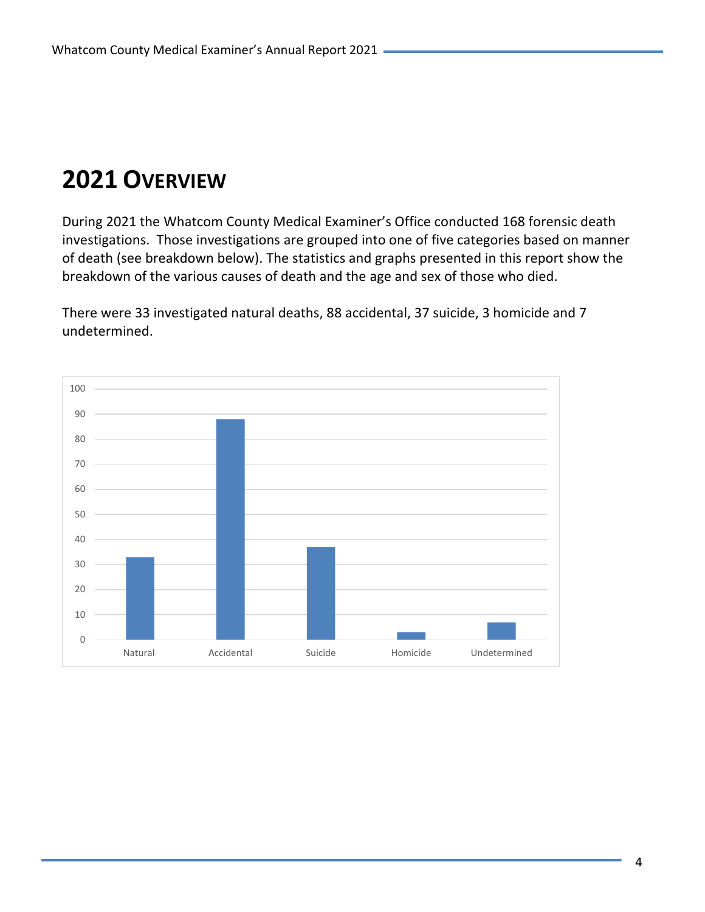# 2021 Overview

During 2021 the Whatcom County Medical Examiner's Office conducted 168 forensic death investigations. Those investigations are grouped into one of five categories based on manner of death (see breakdown below). The statistics and graphs presented in this report show the breakdown of the various causes of death and the age and sex of those who died.

There were 33 investigated natural deaths, 88 accidental, 37 suicide, 3 homicide and 7 undetermined.

| Manner | Count |
| --- | --- |
| Natural | 33 |
| Accidental | 88 |
| Suicide | 37 |
| Homicide | 3 |
| Undetermined | 7 |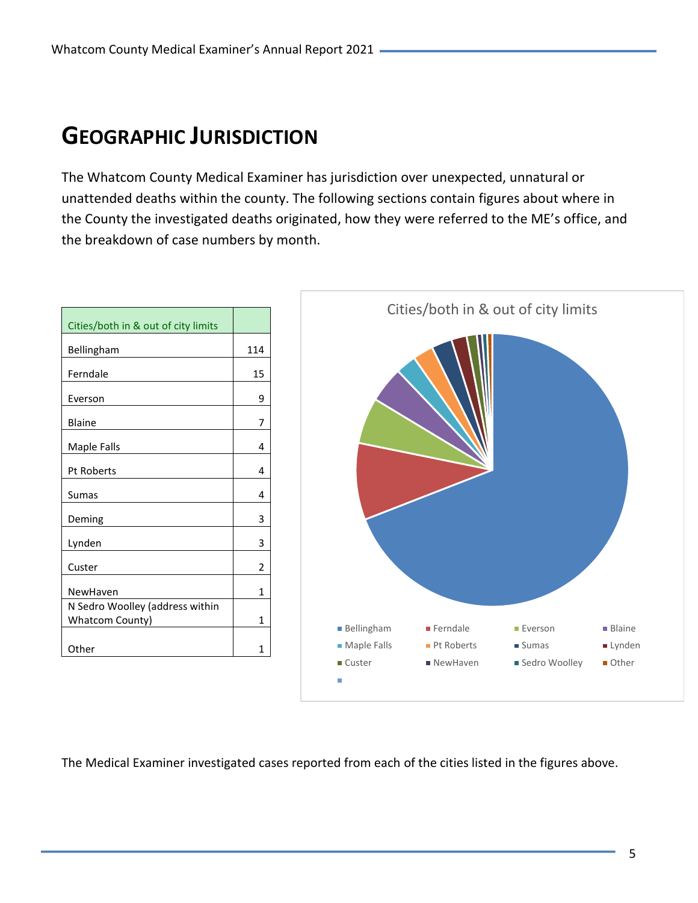# GEOGRAPHIC JURISDICTION

The Whatcom County Medical Examiner has jurisdiction over unexpected, unnatural or unattended deaths within the county. The following sections contain figures about where in the County the investigated deaths originated, how they were referred to the ME's office, and the breakdown of case numbers by month.

| Cities/both in & out of city limits | |
|---|---|
| Bellingham | 114 |
| Ferndale | 15 |
| Everson | 9 |
| Blaine | 7 |
| Maple Falls | 4 |
| Pt Roberts | 4 |
| Sumas | 4 |
| Deming | 3 |
| Lynden | 3 |
| Custer | 2 |
| NewHaven | 1 |
| N Sedro Woolley (address within Whatcom County) | 1 |
| Other | 1 |

Cities/both in & out of city limits

Bellingham, Ferndale, Everson, Blaine, Maple Falls, Pt Roberts, Sumas, Lynden, Custer, NewHaven, Sedro Woolley, Other

The Medical Examiner investigated cases reported from each of the cities listed in the figures above.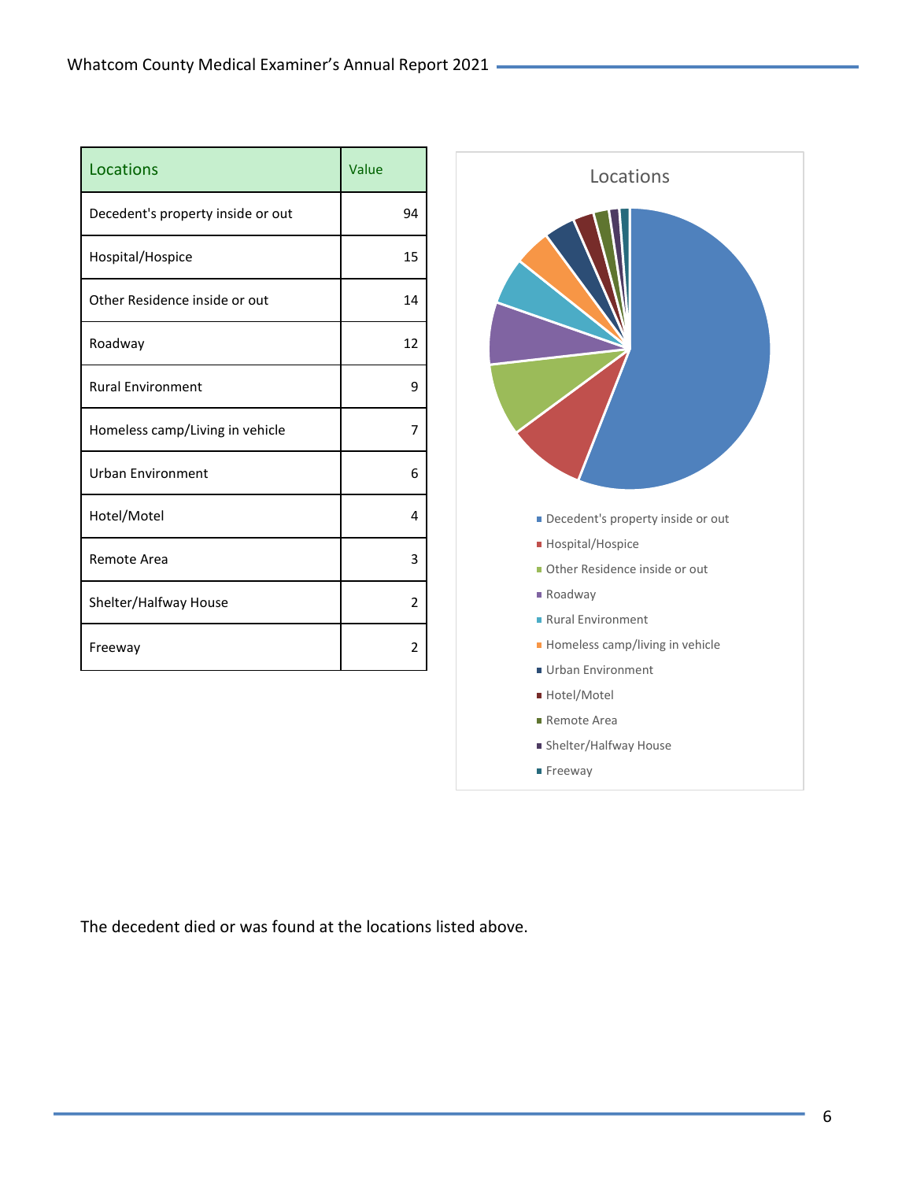| Locations | Value |
| --- | --- |
| Decedent's property inside or out | 94 |
| Hospital/Hospice | 15 |
| Other Residence inside or out | 14 |
| Roadway | 12 |
| Rural Environment | 9 |
| Homeless camp/Living in vehicle | 7 |
| Urban Environment | 6 |
| Hotel/Motel | 4 |
| Remote Area | 3 |
| Shelter/Halfway House | 2 |
| Freeway | 2 |

Locations

- Decedent's property inside or out
- Hospital/Hospice
- Other Residence inside or out
- Roadway
- Rural Environment
- Homeless camp/living in vehicle
- Urban Environment
- Hotel/Motel
- Remote Area
- Shelter/Halfway House
- Freeway

The decedent died or was found at the locations listed above.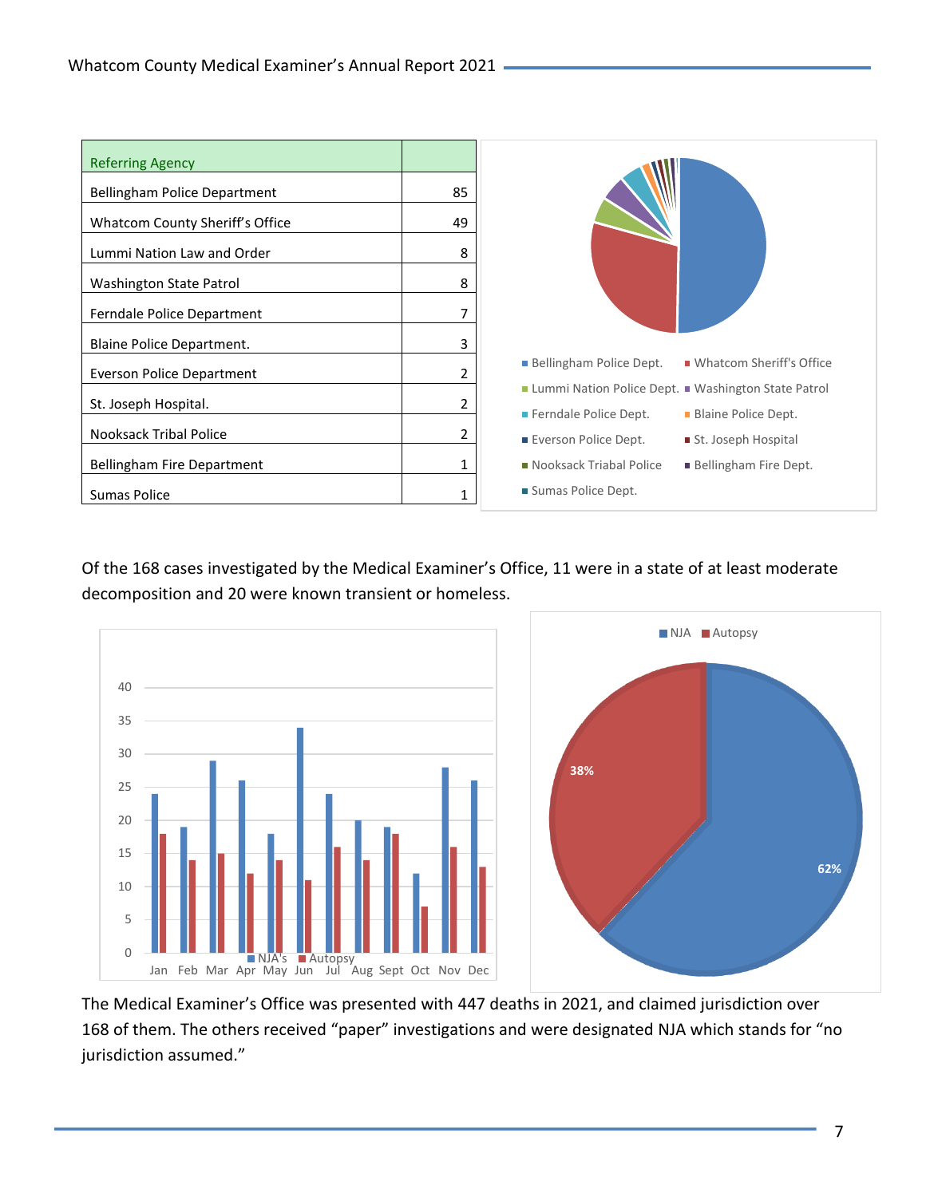| Referring Agency | |
|---|---|
| Bellingham Police Department | 85 |
| Whatcom County Sheriff’s Office | 49 |
| Lummi Nation Law and Order | 8 |
| Washington State Patrol | 8 |
| Ferndale Police Department | 7 |
| Blaine Police Department. | 3 |
| Everson Police Department | 2 |
| St. Joseph Hospital. | 2 |
| Nooksack Tribal Police | 2 |
| Bellingham Fire Department | 1 |
| Sumas Police | 1 |

Of the 168 cases investigated by the Medical Examiner’s Office, 11 were in a state of at least moderate decomposition and 20 were known transient or homeless.

The Medical Examiner’s Office was presented with 447 deaths in 2021, and claimed jurisdiction over 168 of them. The others received “paper” investigations and were designated NJA which stands for “no jurisdiction assumed.”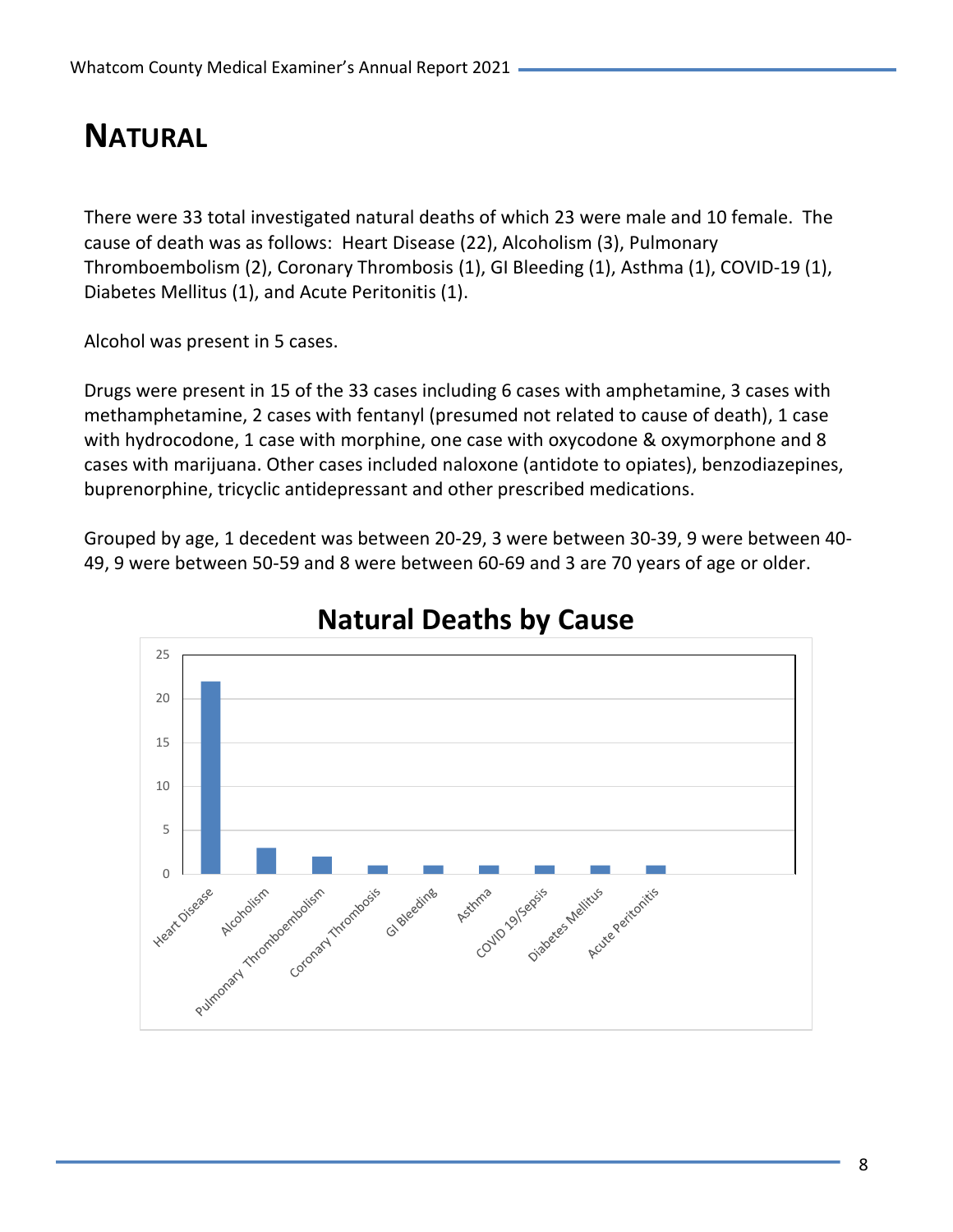# NATURAL

There were 33 total investigated natural deaths of which 23 were male and 10 female. The cause of death was as follows: Heart Disease (22), Alcoholism (3), Pulmonary Thromboembolism (2), Coronary Thrombosis (1), GI Bleeding (1), Asthma (1), COVID-19 (1), Diabetes Mellitus (1), and Acute Peritonitis (1).

Alcohol was present in 5 cases.

Drugs were present in 15 of the 33 cases including 6 cases with amphetamine, 3 cases with methamphetamine, 2 cases with fentanyl (presumed not related to cause of death), 1 case with hydrocodone, 1 case with morphine, one case with oxycodone & oxymorphone and 8 cases with marijuana. Other cases included naloxone (antidote to opiates), benzodiazepines, buprenorphine, tricyclic antidepressant and other prescribed medications.

Grouped by age, 1 decedent was between 20-29, 3 were between 30-39, 9 were between 40-49, 9 were between 50-59 and 8 were between 60-69 and 3 are 70 years of age or older.

## Natural Deaths by Cause

| Cause | Count |
| --- | --- |
| Heart Disease | 22 |
| Alcoholism | 3 |
| Pulmonary Thromboembolism | 2 |
| Coronary Thrombosis | 1 |
| GI Bleeding | 1 |
| Asthma | 1 |
| COVID 19/Sepsis | 1 |
| Diabetes Mellitus | 1 |
| Acute Peritonitis | 1 |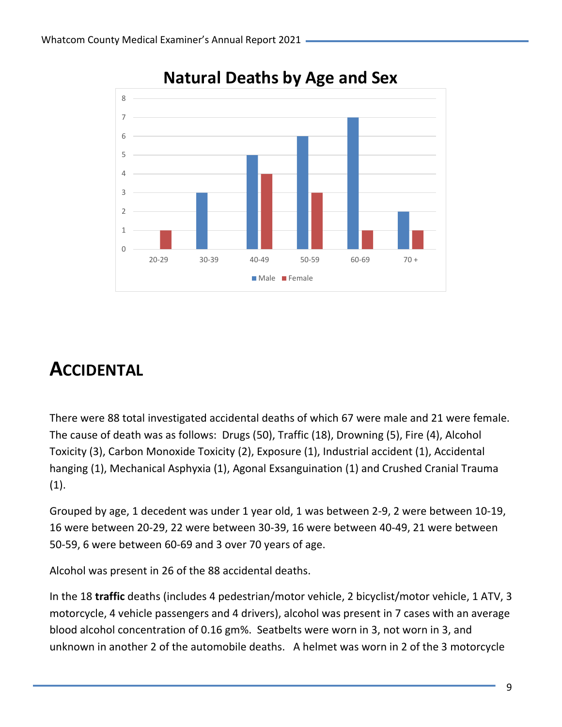**Natural Deaths by Age and Sex**

| Age | Male | Female |
|---|---|---|
| 20-29 | 0 | 1 |
| 30-39 | 3 | 0 |
| 40-49 | 5 | 4 |
| 50-59 | 6 | 3 |
| 60-69 | 7 | 1 |
| 70 + | 2 | 1 |

# Accidental

There were 88 total investigated accidental deaths of which 67 were male and 21 were female. The cause of death was as follows: Drugs (50), Traffic (18), Drowning (5), Fire (4), Alcohol Toxicity (3), Carbon Monoxide Toxicity (2), Exposure (1), Industrial accident (1), Accidental hanging (1), Mechanical Asphyxia (1), Agonal Exsanguination (1) and Crushed Cranial Trauma (1).

Grouped by age, 1 decedent was under 1 year old, 1 was between 2-9, 2 were between 10-19, 16 were between 20-29, 22 were between 30-39, 16 were between 40-49, 21 were between 50-59, 6 were between 60-69 and 3 over 70 years of age.

Alcohol was present in 26 of the 88 accidental deaths.

In the 18 **traffic** deaths (includes 4 pedestrian/motor vehicle, 2 bicyclist/motor vehicle, 1 ATV, 3 motorcycle, 4 vehicle passengers and 4 drivers), alcohol was present in 7 cases with an average blood alcohol concentration of 0.16 gm%. Seatbelts were worn in 3, not worn in 3, and unknown in another 2 of the automobile deaths. A helmet was worn in 2 of the 3 motorcycle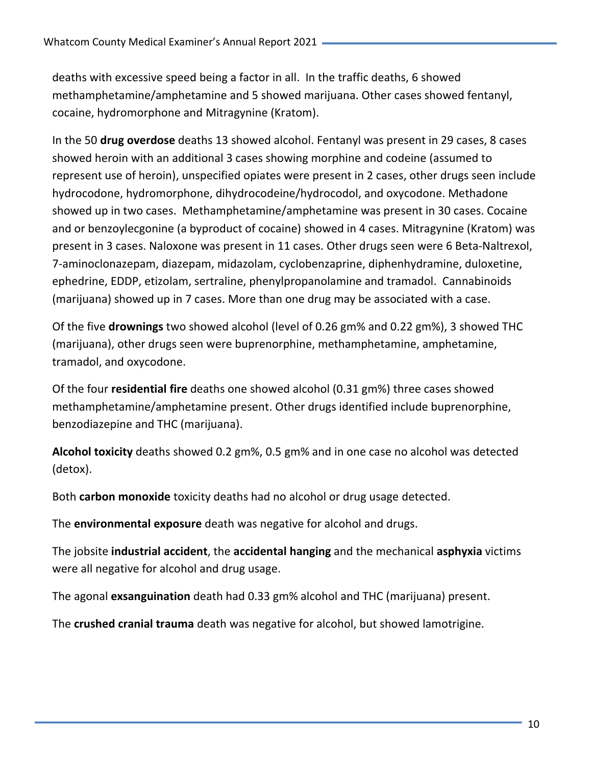deaths with excessive speed being a factor in all. In the traffic deaths, 6 showed methamphetamine/amphetamine and 5 showed marijuana. Other cases showed fentanyl, cocaine, hydromorphone and Mitragynine (Kratom).

In the 50 **drug overdose** deaths 13 showed alcohol. Fentanyl was present in 29 cases, 8 cases showed heroin with an additional 3 cases showing morphine and codeine (assumed to represent use of heroin), unspecified opiates were present in 2 cases, other drugs seen include hydrocodone, hydromorphone, dihydrocodeine/hydrocodol, and oxycodone. Methadone showed up in two cases. Methamphetamine/amphetamine was present in 30 cases. Cocaine and or benzoylecgonine (a byproduct of cocaine) showed in 4 cases. Mitragynine (Kratom) was present in 3 cases. Naloxone was present in 11 cases. Other drugs seen were 6 Beta-Naltrexol, 7-aminoclonazepam, diazepam, midazolam, cyclobenzaprine, diphenhydramine, duloxetine, ephedrine, EDDP, etizolam, sertraline, phenylpropanolamine and tramadol. Cannabinoids (marijuana) showed up in 7 cases. More than one drug may be associated with a case.

Of the five **drownings** two showed alcohol (level of 0.26 gm% and 0.22 gm%), 3 showed THC (marijuana), other drugs seen were buprenorphine, methamphetamine, amphetamine, tramadol, and oxycodone.

Of the four **residential fire** deaths one showed alcohol (0.31 gm%) three cases showed methamphetamine/amphetamine present. Other drugs identified include buprenorphine, benzodiazepine and THC (marijuana).

**Alcohol toxicity** deaths showed 0.2 gm%, 0.5 gm% and in one case no alcohol was detected (detox).

Both **carbon monoxide** toxicity deaths had no alcohol or drug usage detected.

The **environmental exposure** death was negative for alcohol and drugs.

The jobsite **industrial accident**, the **accidental hanging** and the mechanical **asphyxia** victims were all negative for alcohol and drug usage.

The agonal **exsanguination** death had 0.33 gm% alcohol and THC (marijuana) present.

The **crushed cranial trauma** death was negative for alcohol, but showed lamotrigine.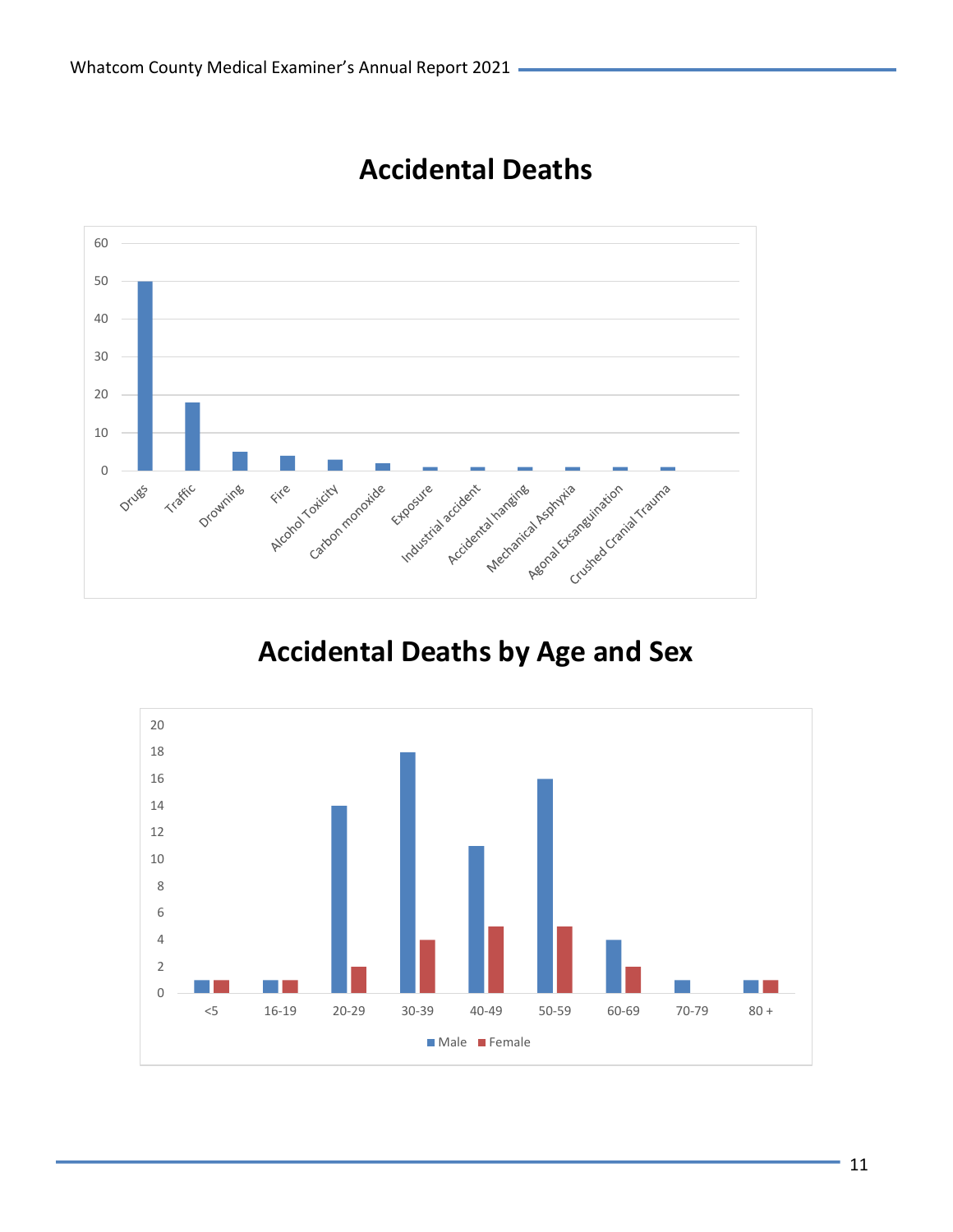## Accidental Deaths

| Category | Count |
| --- | --- |
| Drugs | 50 |
| Traffic | 18 |
| Drowning | 5 |
| Fire | 4 |
| Alcohol Toxicity | 3 |
| Carbon monoxide | 2 |
| Exposure | 1 |
| Industrial accident | 1 |
| Accidental hanging | 1 |
| Mechanical Asphyxia | 1 |
| Agonal Exsanguination | 1 |
| Crushed Cranial Trauma | 1 |

## Accidental Deaths by Age and Sex

| Age | Male | Female |
| --- | --- | --- |
| <5 | 1 | 1 |
| 16-19 | 1 | 1 |
| 20-29 | 14 | 2 |
| 30-39 | 18 | 4 |
| 40-49 | 11 | 5 |
| 50-59 | 16 | 5 |
| 60-69 | 4 | 2 |
| 70-79 | 1 | 0 |
| 80 + | 1 | 1 |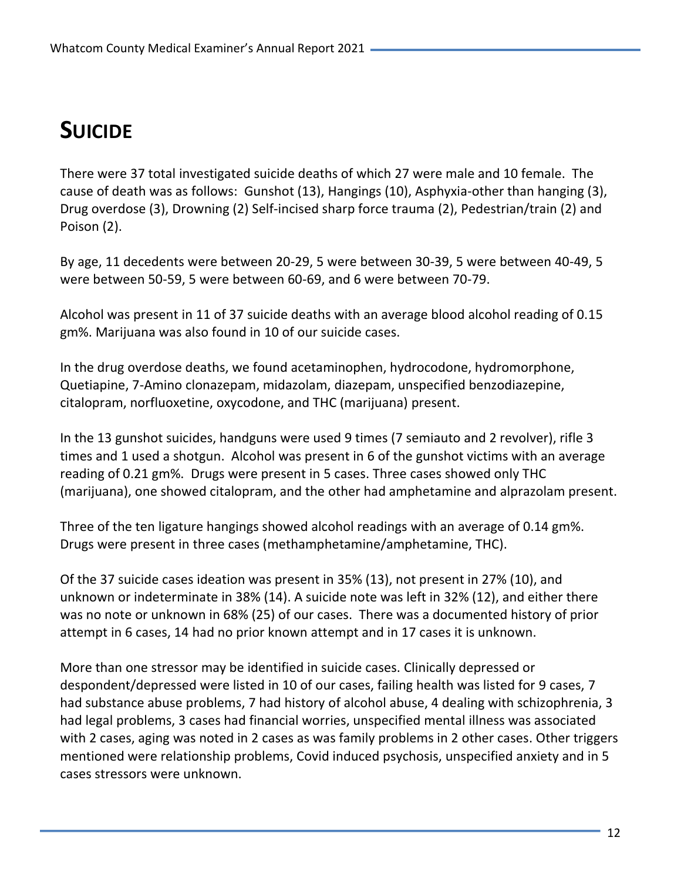# SUICIDE

There were 37 total investigated suicide deaths of which 27 were male and 10 female. The cause of death was as follows: Gunshot (13), Hangings (10), Asphyxia-other than hanging (3), Drug overdose (3), Drowning (2) Self-incised sharp force trauma (2), Pedestrian/train (2) and Poison (2).

By age, 11 decedents were between 20-29, 5 were between 30-39, 5 were between 40-49, 5 were between 50-59, 5 were between 60-69, and 6 were between 70-79.

Alcohol was present in 11 of 37 suicide deaths with an average blood alcohol reading of 0.15 gm%. Marijuana was also found in 10 of our suicide cases.

In the drug overdose deaths, we found acetaminophen, hydrocodone, hydromorphone, Quetiapine, 7-Amino clonazepam, midazolam, diazepam, unspecified benzodiazepine, citalopram, norfluoxetine, oxycodone, and THC (marijuana) present.

In the 13 gunshot suicides, handguns were used 9 times (7 semiauto and 2 revolver), rifle 3 times and 1 used a shotgun. Alcohol was present in 6 of the gunshot victims with an average reading of 0.21 gm%. Drugs were present in 5 cases. Three cases showed only THC (marijuana), one showed citalopram, and the other had amphetamine and alprazolam present.

Three of the ten ligature hangings showed alcohol readings with an average of 0.14 gm%. Drugs were present in three cases (methamphetamine/amphetamine, THC).

Of the 37 suicide cases ideation was present in 35% (13), not present in 27% (10), and unknown or indeterminate in 38% (14). A suicide note was left in 32% (12), and either there was no note or unknown in 68% (25) of our cases. There was a documented history of prior attempt in 6 cases, 14 had no prior known attempt and in 17 cases it is unknown.

More than one stressor may be identified in suicide cases. Clinically depressed or despondent/depressed were listed in 10 of our cases, failing health was listed for 9 cases, 7 had substance abuse problems, 7 had history of alcohol abuse, 4 dealing with schizophrenia, 3 had legal problems, 3 cases had financial worries, unspecified mental illness was associated with 2 cases, aging was noted in 2 cases as was family problems in 2 other cases. Other triggers mentioned were relationship problems, Covid induced psychosis, unspecified anxiety and in 5 cases stressors were unknown.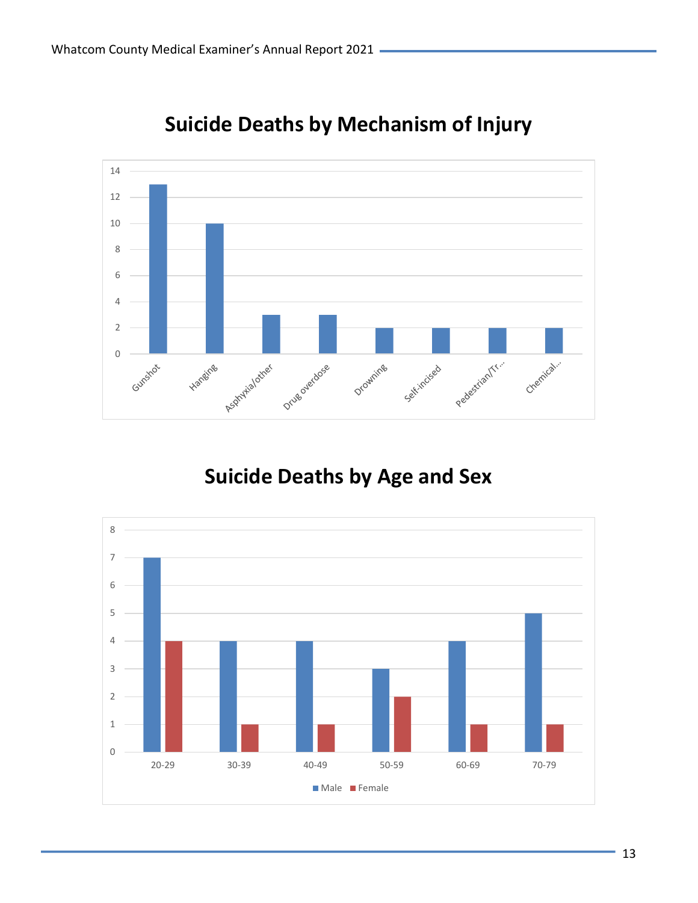## Suicide Deaths by Mechanism of Injury

| Mechanism | Count |
|---|---|
| Gunshot | 13 |
| Hanging | 10 |
| Asphyxia/other | 3 |
| Drug overdose | 3 |
| Drowning | 2 |
| Self-incised | 2 |
| Pedestrian/Tr... | 2 |
| Chemical... | 2 |

## Suicide Deaths by Age and Sex

| Age | Male | Female |
|---|---|---|
| 20-29 | 7 | 4 |
| 30-39 | 4 | 1 |
| 40-49 | 4 | 1 |
| 50-59 | 3 | 2 |
| 60-69 | 4 | 1 |
| 70-79 | 5 | 1 |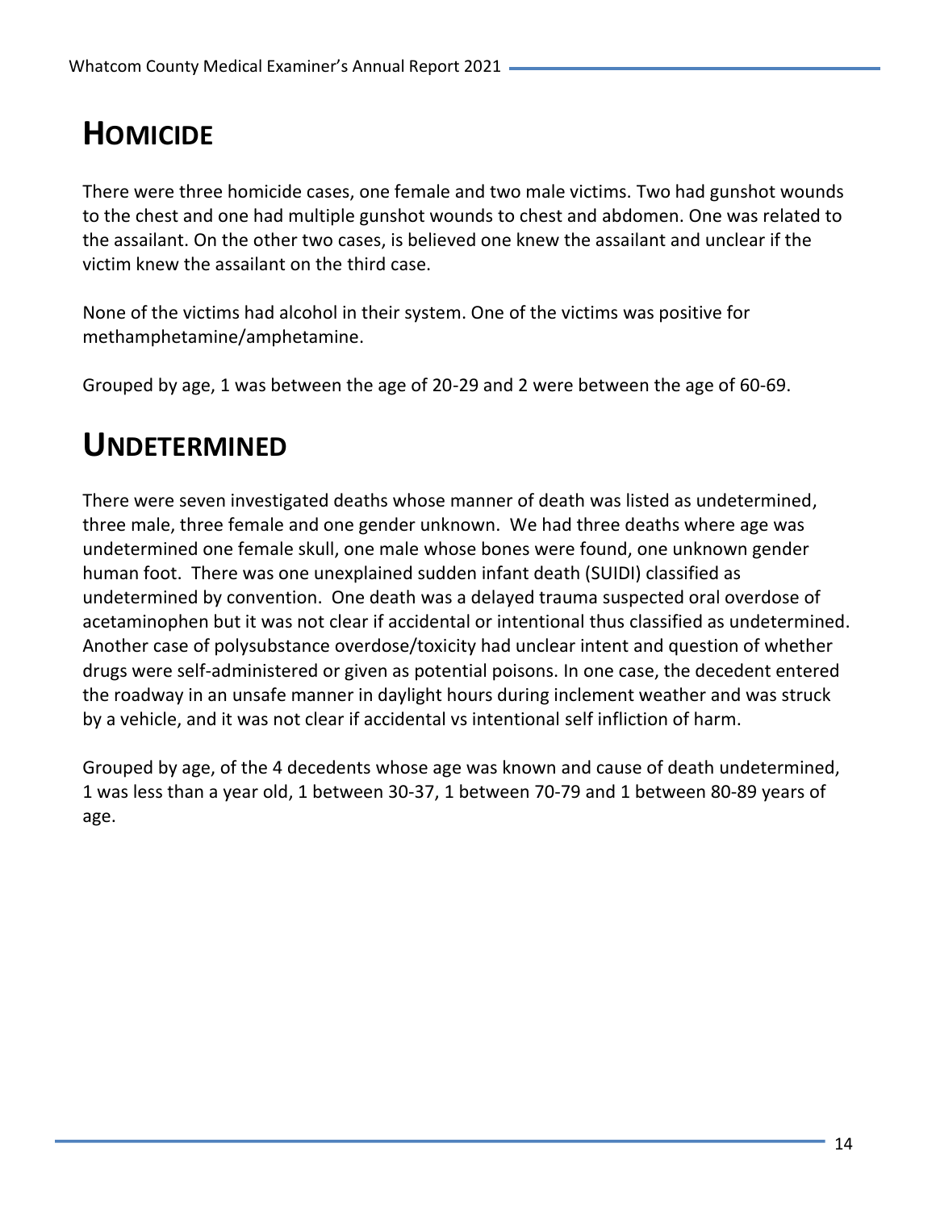# HOMICIDE

There were three homicide cases, one female and two male victims. Two had gunshot wounds to the chest and one had multiple gunshot wounds to chest and abdomen. One was related to the assailant. On the other two cases, is believed one knew the assailant and unclear if the victim knew the assailant on the third case.

None of the victims had alcohol in their system. One of the victims was positive for methamphetamine/amphetamine.

Grouped by age, 1 was between the age of 20-29 and 2 were between the age of 60-69.

# UNDETERMINED

There were seven investigated deaths whose manner of death was listed as undetermined, three male, three female and one gender unknown. We had three deaths where age was undetermined one female skull, one male whose bones were found, one unknown gender human foot. There was one unexplained sudden infant death (SUIDI) classified as undetermined by convention. One death was a delayed trauma suspected oral overdose of acetaminophen but it was not clear if accidental or intentional thus classified as undetermined. Another case of polysubstance overdose/toxicity had unclear intent and question of whether drugs were self-administered or given as potential poisons. In one case, the decedent entered the roadway in an unsafe manner in daylight hours during inclement weather and was struck by a vehicle, and it was not clear if accidental vs intentional self infliction of harm.

Grouped by age, of the 4 decedents whose age was known and cause of death undetermined, 1 was less than a year old, 1 between 30-37, 1 between 70-79 and 1 between 80-89 years of age.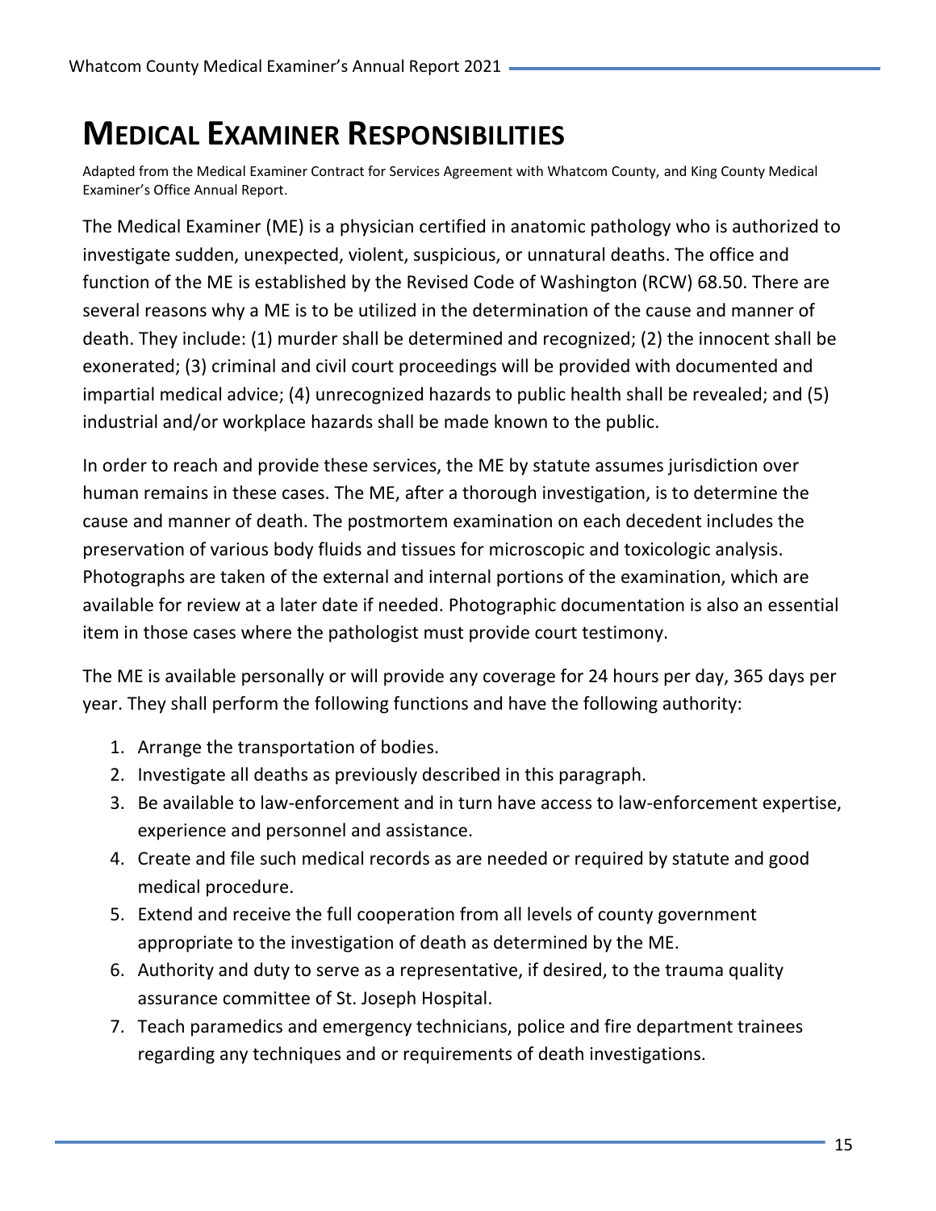# MEDICAL EXAMINER RESPONSIBILITIES

Adapted from the Medical Examiner Contract for Services Agreement with Whatcom County, and King County Medical Examiner's Office Annual Report.

The Medical Examiner (ME) is a physician certified in anatomic pathology who is authorized to investigate sudden, unexpected, violent, suspicious, or unnatural deaths. The office and function of the ME is established by the Revised Code of Washington (RCW) 68.50. There are several reasons why a ME is to be utilized in the determination of the cause and manner of death. They include: (1) murder shall be determined and recognized; (2) the innocent shall be exonerated; (3) criminal and civil court proceedings will be provided with documented and impartial medical advice; (4) unrecognized hazards to public health shall be revealed; and (5) industrial and/or workplace hazards shall be made known to the public.

In order to reach and provide these services, the ME by statute assumes jurisdiction over human remains in these cases. The ME, after a thorough investigation, is to determine the cause and manner of death. The postmortem examination on each decedent includes the preservation of various body fluids and tissues for microscopic and toxicologic analysis. Photographs are taken of the external and internal portions of the examination, which are available for review at a later date if needed. Photographic documentation is also an essential item in those cases where the pathologist must provide court testimony.

The ME is available personally or will provide any coverage for 24 hours per day, 365 days per year. They shall perform the following functions and have the following authority:

1. Arrange the transportation of bodies.
2. Investigate all deaths as previously described in this paragraph.
3. Be available to law-enforcement and in turn have access to law-enforcement expertise, experience and personnel and assistance.
4. Create and file such medical records as are needed or required by statute and good medical procedure.
5. Extend and receive the full cooperation from all levels of county government appropriate to the investigation of death as determined by the ME.
6. Authority and duty to serve as a representative, if desired, to the trauma quality assurance committee of St. Joseph Hospital.
7. Teach paramedics and emergency technicians, police and fire department trainees regarding any techniques and or requirements of death investigations.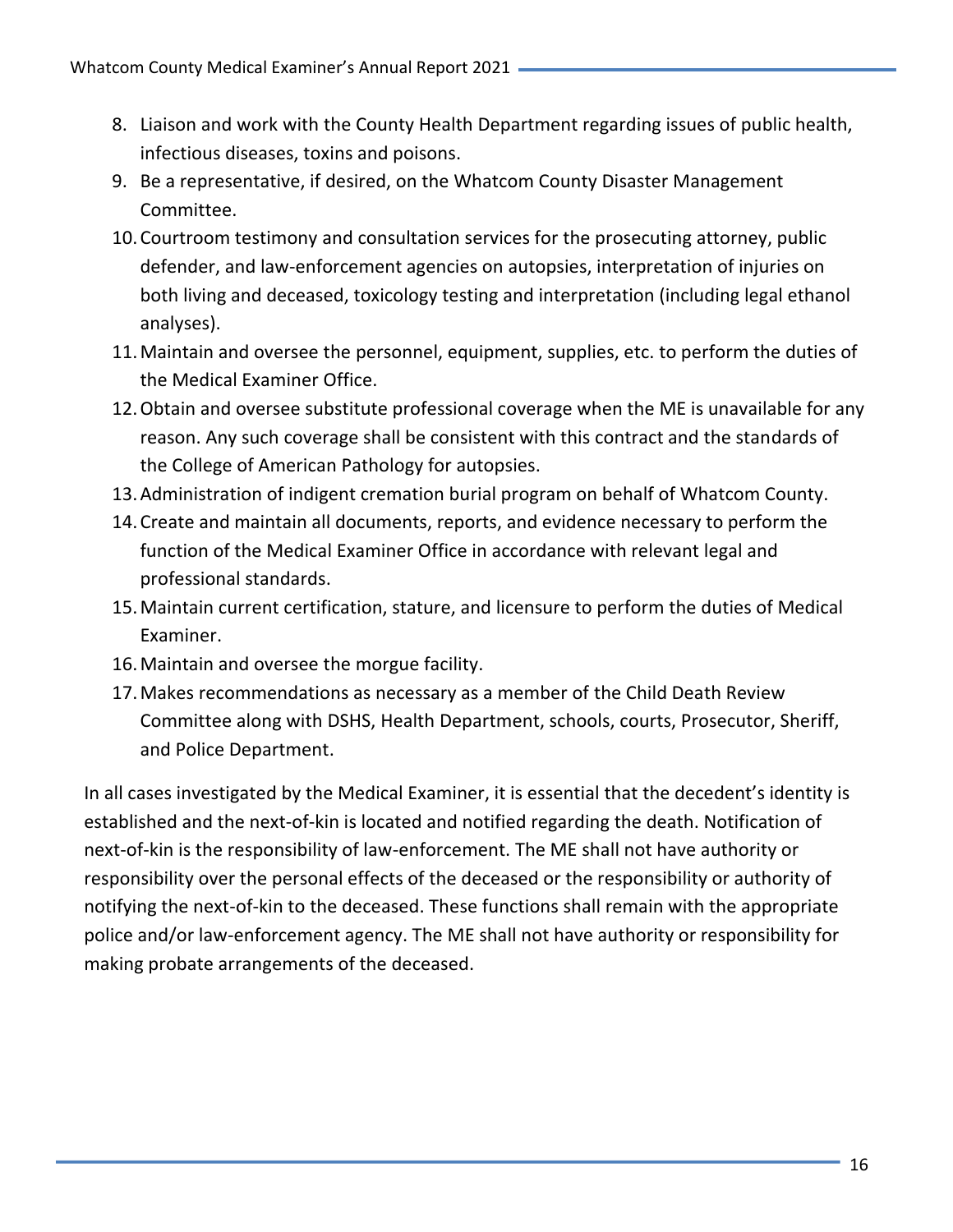8. Liaison and work with the County Health Department regarding issues of public health, infectious diseases, toxins and poisons.
9. Be a representative, if desired, on the Whatcom County Disaster Management Committee.
10. Courtroom testimony and consultation services for the prosecuting attorney, public defender, and law-enforcement agencies on autopsies, interpretation of injuries on both living and deceased, toxicology testing and interpretation (including legal ethanol analyses).
11. Maintain and oversee the personnel, equipment, supplies, etc. to perform the duties of the Medical Examiner Office.
12. Obtain and oversee substitute professional coverage when the ME is unavailable for any reason. Any such coverage shall be consistent with this contract and the standards of the College of American Pathology for autopsies.
13. Administration of indigent cremation burial program on behalf of Whatcom County.
14. Create and maintain all documents, reports, and evidence necessary to perform the function of the Medical Examiner Office in accordance with relevant legal and professional standards.
15. Maintain current certification, stature, and licensure to perform the duties of Medical Examiner.
16. Maintain and oversee the morgue facility.
17. Makes recommendations as necessary as a member of the Child Death Review Committee along with DSHS, Health Department, schools, courts, Prosecutor, Sheriff, and Police Department.

In all cases investigated by the Medical Examiner, it is essential that the decedent's identity is established and the next-of-kin is located and notified regarding the death. Notification of next-of-kin is the responsibility of law-enforcement. The ME shall not have authority or responsibility over the personal effects of the deceased or the responsibility or authority of notifying the next-of-kin to the deceased. These functions shall remain with the appropriate police and/or law-enforcement agency. The ME shall not have authority or responsibility for making probate arrangements of the deceased.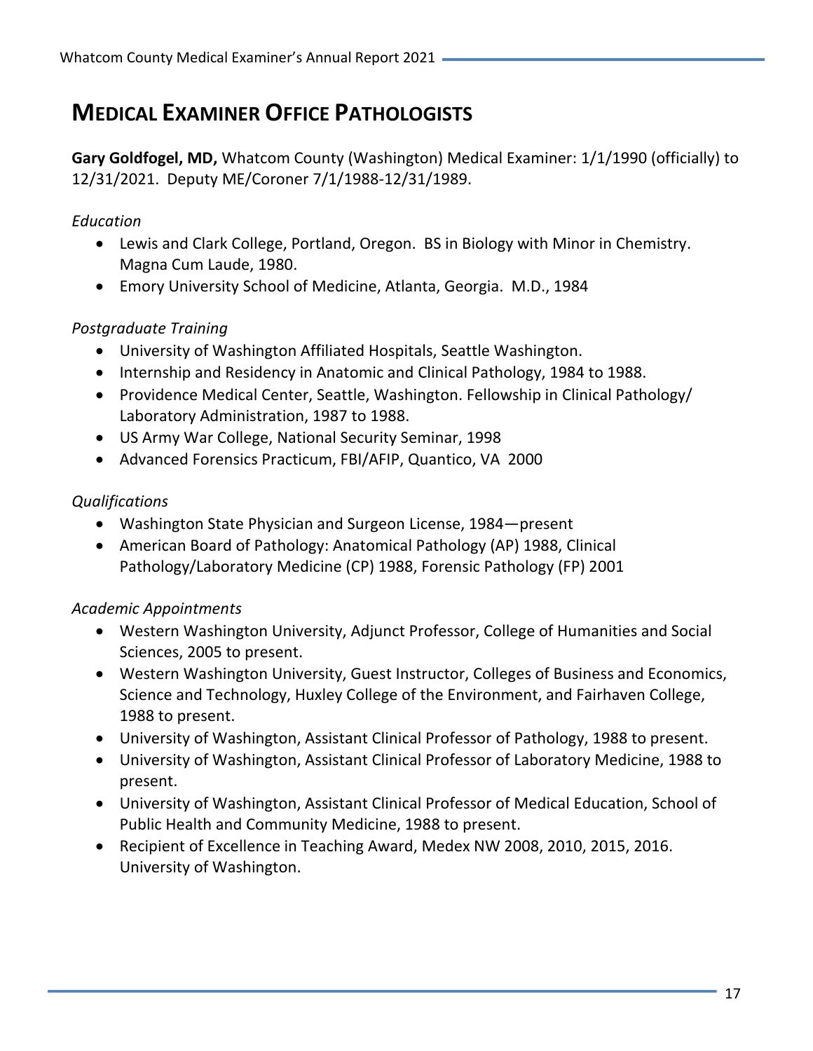# MEDICAL EXAMINER OFFICE PATHOLOGISTS

**Gary Goldfogel, MD,** Whatcom County (Washington) Medical Examiner: 1/1/1990 (officially) to 12/31/2021. Deputy ME/Coroner 7/1/1988-12/31/1989.

*Education*

- Lewis and Clark College, Portland, Oregon. BS in Biology with Minor in Chemistry. Magna Cum Laude, 1980.
- Emory University School of Medicine, Atlanta, Georgia. M.D., 1984

*Postgraduate Training*

- University of Washington Affiliated Hospitals, Seattle Washington.
- Internship and Residency in Anatomic and Clinical Pathology, 1984 to 1988.
- Providence Medical Center, Seattle, Washington. Fellowship in Clinical Pathology/ Laboratory Administration, 1987 to 1988.
- US Army War College, National Security Seminar, 1998
- Advanced Forensics Practicum, FBI/AFIP, Quantico, VA 2000

*Qualifications*

- Washington State Physician and Surgeon License, 1984—present
- American Board of Pathology: Anatomical Pathology (AP) 1988, Clinical Pathology/Laboratory Medicine (CP) 1988, Forensic Pathology (FP) 2001

*Academic Appointments*

- Western Washington University, Adjunct Professor, College of Humanities and Social Sciences, 2005 to present.
- Western Washington University, Guest Instructor, Colleges of Business and Economics, Science and Technology, Huxley College of the Environment, and Fairhaven College, 1988 to present.
- University of Washington, Assistant Clinical Professor of Pathology, 1988 to present.
- University of Washington, Assistant Clinical Professor of Laboratory Medicine, 1988 to present.
- University of Washington, Assistant Clinical Professor of Medical Education, School of Public Health and Community Medicine, 1988 to present.
- Recipient of Excellence in Teaching Award, Medex NW 2008, 2010, 2015, 2016. University of Washington.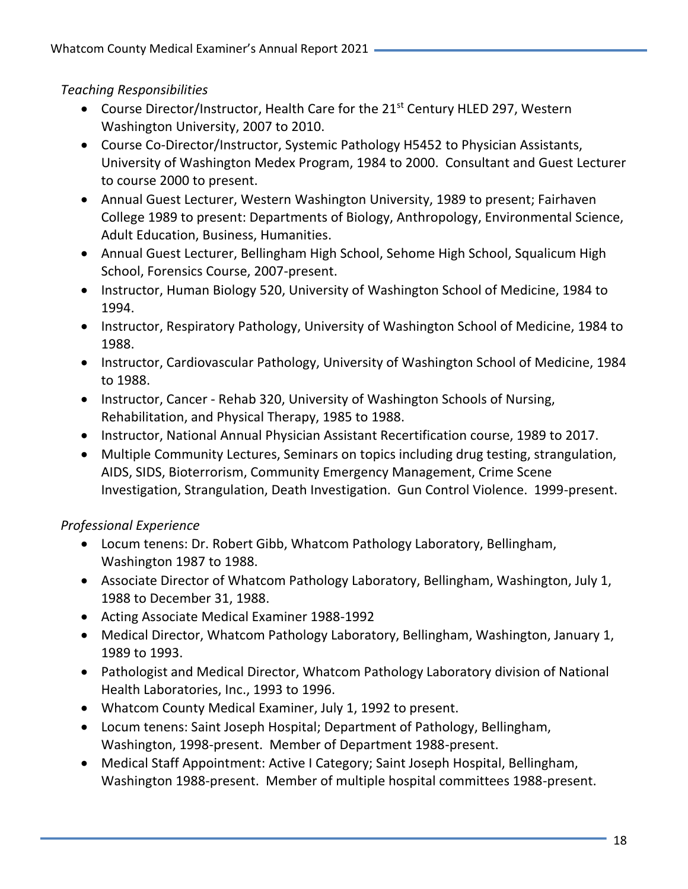*Teaching Responsibilities*

- Course Director/Instructor, Health Care for the 21st Century HLED 297, Western Washington University, 2007 to 2010.
- Course Co-Director/Instructor, Systemic Pathology H5452 to Physician Assistants, University of Washington Medex Program, 1984 to 2000. Consultant and Guest Lecturer to course 2000 to present.
- Annual Guest Lecturer, Western Washington University, 1989 to present; Fairhaven College 1989 to present: Departments of Biology, Anthropology, Environmental Science, Adult Education, Business, Humanities.
- Annual Guest Lecturer, Bellingham High School, Sehome High School, Squalicum High School, Forensics Course, 2007-present.
- Instructor, Human Biology 520, University of Washington School of Medicine, 1984 to 1994.
- Instructor, Respiratory Pathology, University of Washington School of Medicine, 1984 to 1988.
- Instructor, Cardiovascular Pathology, University of Washington School of Medicine, 1984 to 1988.
- Instructor, Cancer - Rehab 320, University of Washington Schools of Nursing, Rehabilitation, and Physical Therapy, 1985 to 1988.
- Instructor, National Annual Physician Assistant Recertification course, 1989 to 2017.
- Multiple Community Lectures, Seminars on topics including drug testing, strangulation, AIDS, SIDS, Bioterrorism, Community Emergency Management, Crime Scene Investigation, Strangulation, Death Investigation. Gun Control Violence. 1999-present.

*Professional Experience*

- Locum tenens: Dr. Robert Gibb, Whatcom Pathology Laboratory, Bellingham, Washington 1987 to 1988.
- Associate Director of Whatcom Pathology Laboratory, Bellingham, Washington, July 1, 1988 to December 31, 1988.
- Acting Associate Medical Examiner 1988-1992
- Medical Director, Whatcom Pathology Laboratory, Bellingham, Washington, January 1, 1989 to 1993.
- Pathologist and Medical Director, Whatcom Pathology Laboratory division of National Health Laboratories, Inc., 1993 to 1996.
- Whatcom County Medical Examiner, July 1, 1992 to present.
- Locum tenens: Saint Joseph Hospital; Department of Pathology, Bellingham, Washington, 1998-present. Member of Department 1988-present.
- Medical Staff Appointment: Active I Category; Saint Joseph Hospital, Bellingham, Washington 1988-present. Member of multiple hospital committees 1988-present.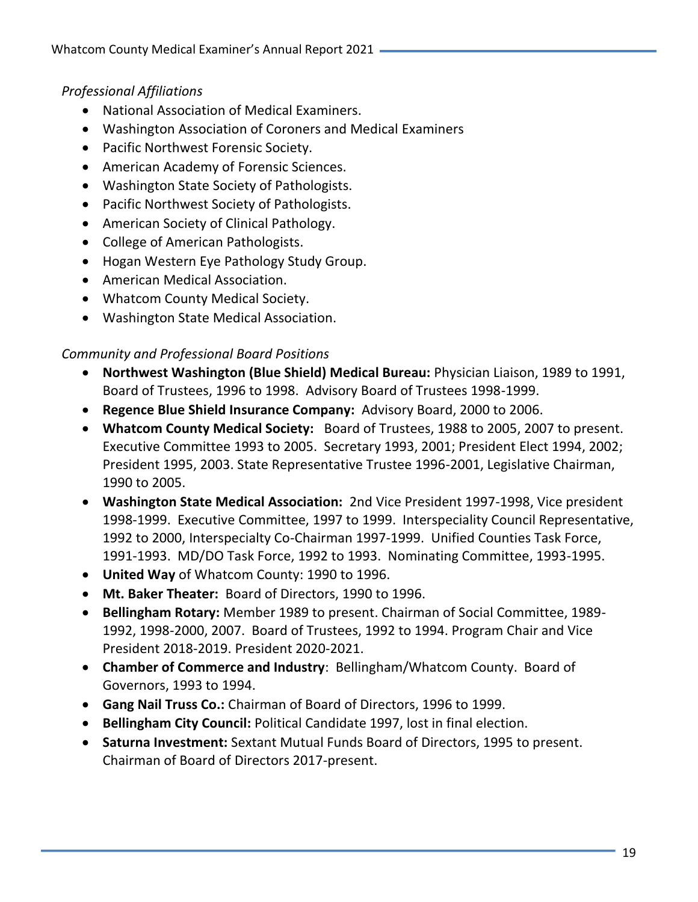*Professional Affiliations*

- National Association of Medical Examiners.
- Washington Association of Coroners and Medical Examiners
- Pacific Northwest Forensic Society.
- American Academy of Forensic Sciences.
- Washington State Society of Pathologists.
- Pacific Northwest Society of Pathologists.
- American Society of Clinical Pathology.
- College of American Pathologists.
- Hogan Western Eye Pathology Study Group.
- American Medical Association.
- Whatcom County Medical Society.
- Washington State Medical Association.

*Community and Professional Board Positions*

- **Northwest Washington (Blue Shield) Medical Bureau:** Physician Liaison, 1989 to 1991, Board of Trustees, 1996 to 1998. Advisory Board of Trustees 1998-1999.
- **Regence Blue Shield Insurance Company:** Advisory Board, 2000 to 2006.
- **Whatcom County Medical Society:** Board of Trustees, 1988 to 2005, 2007 to present. Executive Committee 1993 to 2005. Secretary 1993, 2001; President Elect 1994, 2002; President 1995, 2003. State Representative Trustee 1996-2001, Legislative Chairman, 1990 to 2005.
- **Washington State Medical Association:** 2nd Vice President 1997-1998, Vice president 1998-1999. Executive Committee, 1997 to 1999. Interspeciality Council Representative, 1992 to 2000, Interspecialty Co-Chairman 1997-1999. Unified Counties Task Force, 1991-1993. MD/DO Task Force, 1992 to 1993. Nominating Committee, 1993-1995.
- **United Way** of Whatcom County: 1990 to 1996.
- **Mt. Baker Theater:** Board of Directors, 1990 to 1996.
- **Bellingham Rotary:** Member 1989 to present. Chairman of Social Committee, 1989-1992, 1998-2000, 2007. Board of Trustees, 1992 to 1994. Program Chair and Vice President 2018-2019. President 2020-2021.
- **Chamber of Commerce and Industry**: Bellingham/Whatcom County. Board of Governors, 1993 to 1994.
- **Gang Nail Truss Co.:** Chairman of Board of Directors, 1996 to 1999.
- **Bellingham City Council:** Political Candidate 1997, lost in final election.
- **Saturna Investment:** Sextant Mutual Funds Board of Directors, 1995 to present. Chairman of Board of Directors 2017-present.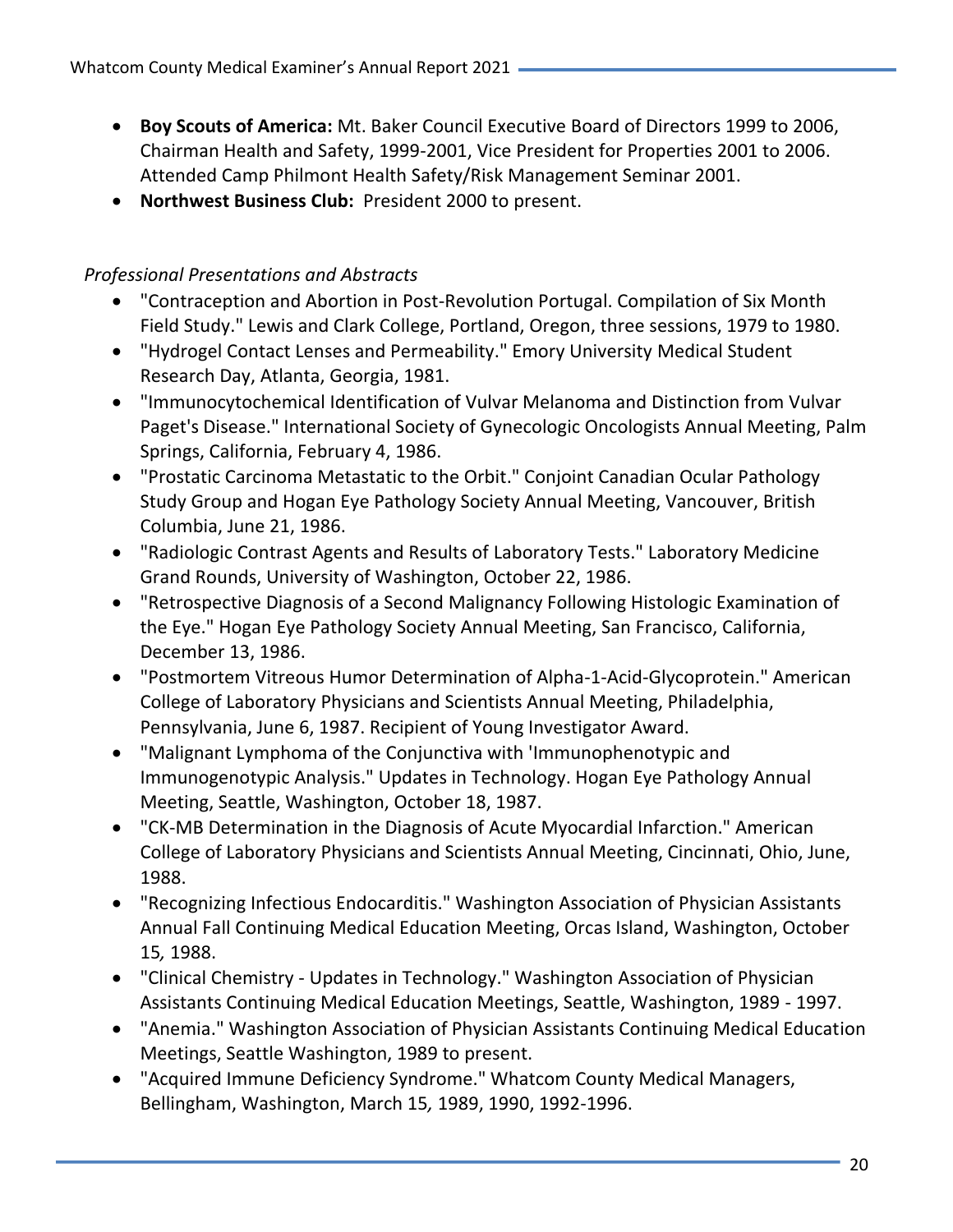- **Boy Scouts of America:** Mt. Baker Council Executive Board of Directors 1999 to 2006, Chairman Health and Safety, 1999-2001, Vice President for Properties 2001 to 2006. Attended Camp Philmont Health Safety/Risk Management Seminar 2001.
- **Northwest Business Club:** President 2000 to present.

*Professional Presentations and Abstracts*

- "Contraception and Abortion in Post-Revolution Portugal. Compilation of Six Month Field Study." Lewis and Clark College, Portland, Oregon, three sessions, 1979 to 1980.
- "Hydrogel Contact Lenses and Permeability." Emory University Medical Student Research Day, Atlanta, Georgia, 1981.
- "Immunocytochemical Identification of Vulvar Melanoma and Distinction from Vulvar Paget's Disease." International Society of Gynecologic Oncologists Annual Meeting, Palm Springs, California, February 4, 1986.
- "Prostatic Carcinoma Metastatic to the Orbit." Conjoint Canadian Ocular Pathology Study Group and Hogan Eye Pathology Society Annual Meeting, Vancouver, British Columbia, June 21, 1986.
- "Radiologic Contrast Agents and Results of Laboratory Tests." Laboratory Medicine Grand Rounds, University of Washington, October 22, 1986.
- "Retrospective Diagnosis of a Second Malignancy Following Histologic Examination of the Eye." Hogan Eye Pathology Society Annual Meeting, San Francisco, California, December 13, 1986.
- "Postmortem Vitreous Humor Determination of Alpha-1-Acid-Glycoprotein." American College of Laboratory Physicians and Scientists Annual Meeting, Philadelphia, Pennsylvania, June 6, 1987. Recipient of Young Investigator Award.
- "Malignant Lymphoma of the Conjunctiva with 'Immunophenotypic and Immunogenotypic Analysis." Updates in Technology. Hogan Eye Pathology Annual Meeting, Seattle, Washington, October 18, 1987.
- "CK-MB Determination in the Diagnosis of Acute Myocardial Infarction." American College of Laboratory Physicians and Scientists Annual Meeting, Cincinnati, Ohio, June, 1988.
- "Recognizing Infectious Endocarditis." Washington Association of Physician Assistants Annual Fall Continuing Medical Education Meeting, Orcas Island, Washington, October 15, 1988.
- "Clinical Chemistry - Updates in Technology." Washington Association of Physician Assistants Continuing Medical Education Meetings, Seattle, Washington, 1989 - 1997.
- "Anemia." Washington Association of Physician Assistants Continuing Medical Education Meetings, Seattle Washington, 1989 to present.
- "Acquired Immune Deficiency Syndrome." Whatcom County Medical Managers, Bellingham, Washington, March 15, 1989, 1990, 1992-1996.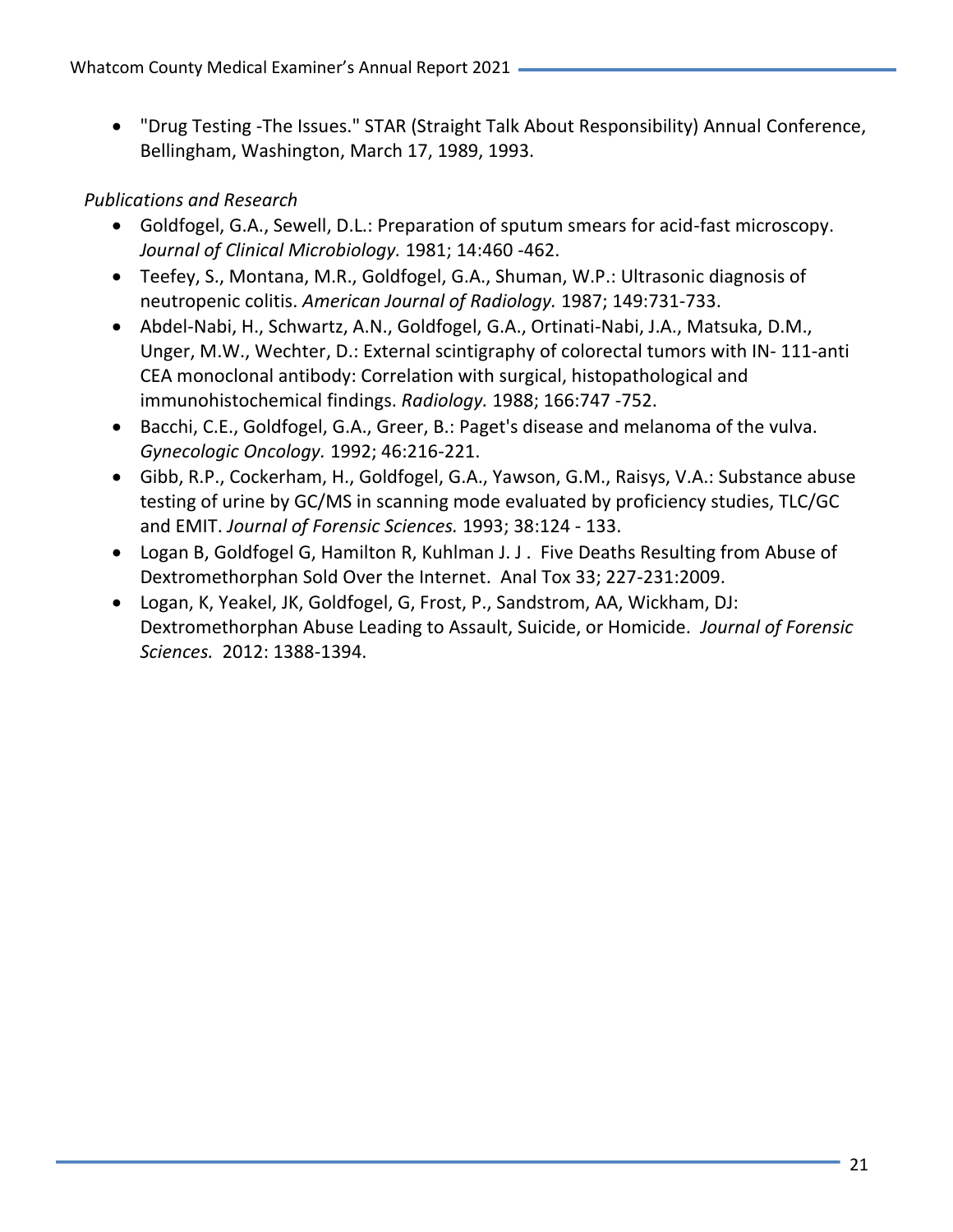- "Drug Testing -The Issues." STAR (Straight Talk About Responsibility) Annual Conference, Bellingham, Washington, March 17, 1989, 1993.

*Publications and Research*

- Goldfogel, G.A., Sewell, D.L.: Preparation of sputum smears for acid-fast microscopy. *Journal of Clinical Microbiology.* 1981; 14:460 -462.
- Teefey, S., Montana, M.R., Goldfogel, G.A., Shuman, W.P.: Ultrasonic diagnosis of neutropenic colitis. *American Journal of Radiology.* 1987; 149:731-733.
- Abdel-Nabi, H., Schwartz, A.N., Goldfogel, G.A., Ortinati-Nabi, J.A., Matsuka, D.M., Unger, M.W., Wechter, D.: External scintigraphy of colorectal tumors with IN- 111-anti CEA monoclonal antibody: Correlation with surgical, histopathological and immunohistochemical findings. *Radiology.* 1988; 166:747 -752.
- Bacchi, C.E., Goldfogel, G.A., Greer, B.: Paget's disease and melanoma of the vulva. *Gynecologic Oncology.* 1992; 46:216-221.
- Gibb, R.P., Cockerham, H., Goldfogel, G.A., Yawson, G.M., Raisys, V.A.: Substance abuse testing of urine by GC/MS in scanning mode evaluated by proficiency studies, TLC/GC and EMIT. *Journal of Forensic Sciences.* 1993; 38:124 - 133.
- Logan B, Goldfogel G, Hamilton R, Kuhlman J. J . Five Deaths Resulting from Abuse of Dextromethorphan Sold Over the Internet. Anal Tox 33; 227-231:2009.
- Logan, K, Yeakel, JK, Goldfogel, G, Frost, P., Sandstrom, AA, Wickham, DJ: Dextromethorphan Abuse Leading to Assault, Suicide, or Homicide. *Journal of Forensic Sciences.* 2012: 1388-1394.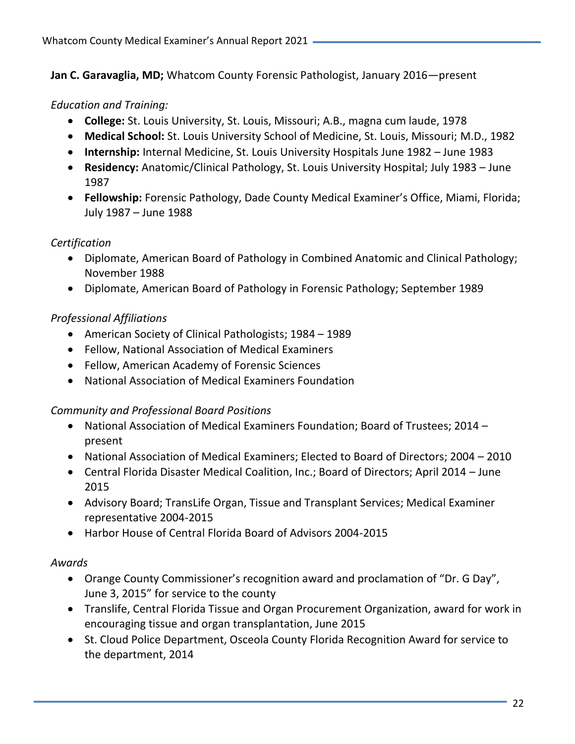**Jan C. Garavaglia, MD;** Whatcom County Forensic Pathologist, January 2016—present

*Education and Training:*

- **College:** St. Louis University, St. Louis, Missouri; A.B., magna cum laude, 1978
- **Medical School:** St. Louis University School of Medicine, St. Louis, Missouri; M.D., 1982
- **Internship:** Internal Medicine, St. Louis University Hospitals June 1982 – June 1983
- **Residency:** Anatomic/Clinical Pathology, St. Louis University Hospital; July 1983 – June 1987
- **Fellowship:** Forensic Pathology, Dade County Medical Examiner's Office, Miami, Florida; July 1987 – June 1988

*Certification*

- Diplomate, American Board of Pathology in Combined Anatomic and Clinical Pathology; November 1988
- Diplomate, American Board of Pathology in Forensic Pathology; September 1989

*Professional Affiliations*

- American Society of Clinical Pathologists; 1984 – 1989
- Fellow, National Association of Medical Examiners
- Fellow, American Academy of Forensic Sciences
- National Association of Medical Examiners Foundation

*Community and Professional Board Positions*

- National Association of Medical Examiners Foundation; Board of Trustees; 2014 – present
- National Association of Medical Examiners; Elected to Board of Directors; 2004 – 2010
- Central Florida Disaster Medical Coalition, Inc.; Board of Directors; April 2014 – June 2015
- Advisory Board; TransLife Organ, Tissue and Transplant Services; Medical Examiner representative 2004-2015
- Harbor House of Central Florida Board of Advisors 2004-2015

*Awards*

- Orange County Commissioner's recognition award and proclamation of "Dr. G Day", June 3, 2015" for service to the county
- Translife, Central Florida Tissue and Organ Procurement Organization, award for work in encouraging tissue and organ transplantation, June 2015
- St. Cloud Police Department, Osceola County Florida Recognition Award for service to the department, 2014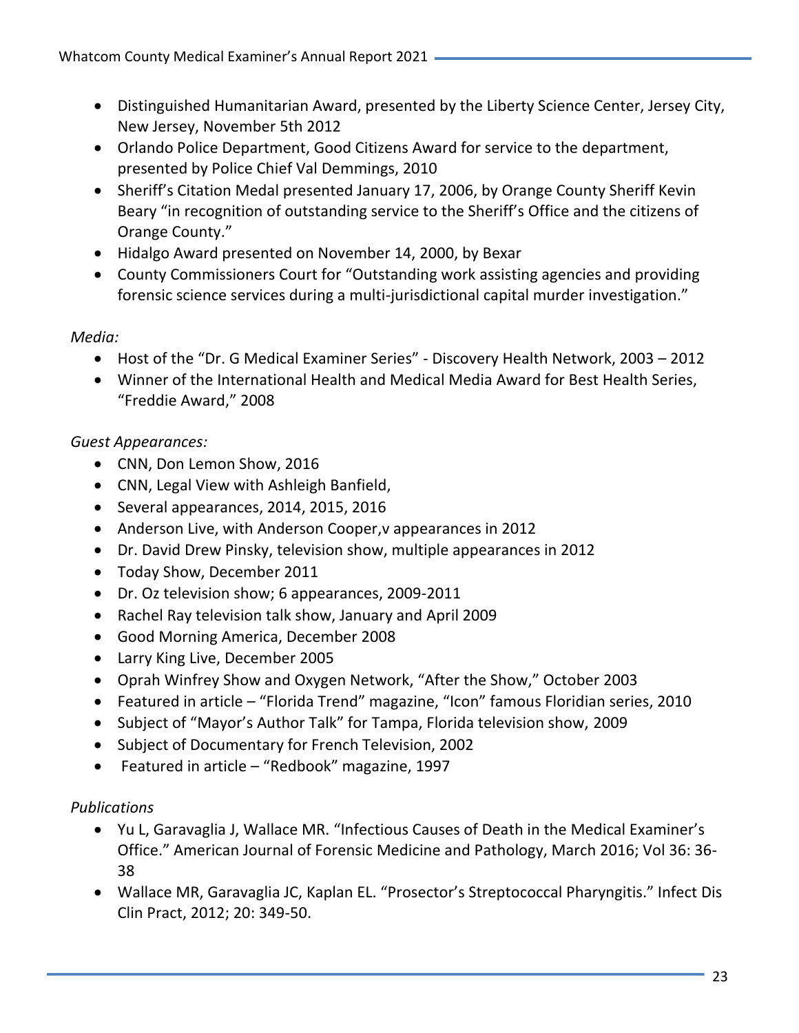- Distinguished Humanitarian Award, presented by the Liberty Science Center, Jersey City, New Jersey, November 5th 2012
- Orlando Police Department, Good Citizens Award for service to the department, presented by Police Chief Val Demmings, 2010
- Sheriff's Citation Medal presented January 17, 2006, by Orange County Sheriff Kevin Beary "in recognition of outstanding service to the Sheriff's Office and the citizens of Orange County."
- Hidalgo Award presented on November 14, 2000, by Bexar
- County Commissioners Court for "Outstanding work assisting agencies and providing forensic science services during a multi-jurisdictional capital murder investigation."

*Media:*

- Host of the "Dr. G Medical Examiner Series" - Discovery Health Network, 2003 – 2012
- Winner of the International Health and Medical Media Award for Best Health Series, "Freddie Award," 2008

*Guest Appearances:*

- CNN, Don Lemon Show, 2016
- CNN, Legal View with Ashleigh Banfield,
- Several appearances, 2014, 2015, 2016
- Anderson Live, with Anderson Cooper,v appearances in 2012
- Dr. David Drew Pinsky, television show, multiple appearances in 2012
- Today Show, December 2011
- Dr. Oz television show; 6 appearances, 2009-2011
- Rachel Ray television talk show, January and April 2009
- Good Morning America, December 2008
- Larry King Live, December 2005
- Oprah Winfrey Show and Oxygen Network, "After the Show," October 2003
- Featured in article – "Florida Trend" magazine, "Icon" famous Floridian series, 2010
- Subject of "Mayor's Author Talk" for Tampa, Florida television show, 2009
- Subject of Documentary for French Television, 2002
- Featured in article – "Redbook" magazine, 1997

*Publications*

- Yu L, Garavaglia J, Wallace MR. "Infectious Causes of Death in the Medical Examiner's Office." American Journal of Forensic Medicine and Pathology, March 2016; Vol 36: 36-38
- Wallace MR, Garavaglia JC, Kaplan EL. "Prosector's Streptococcal Pharyngitis." Infect Dis Clin Pract, 2012; 20: 349-50.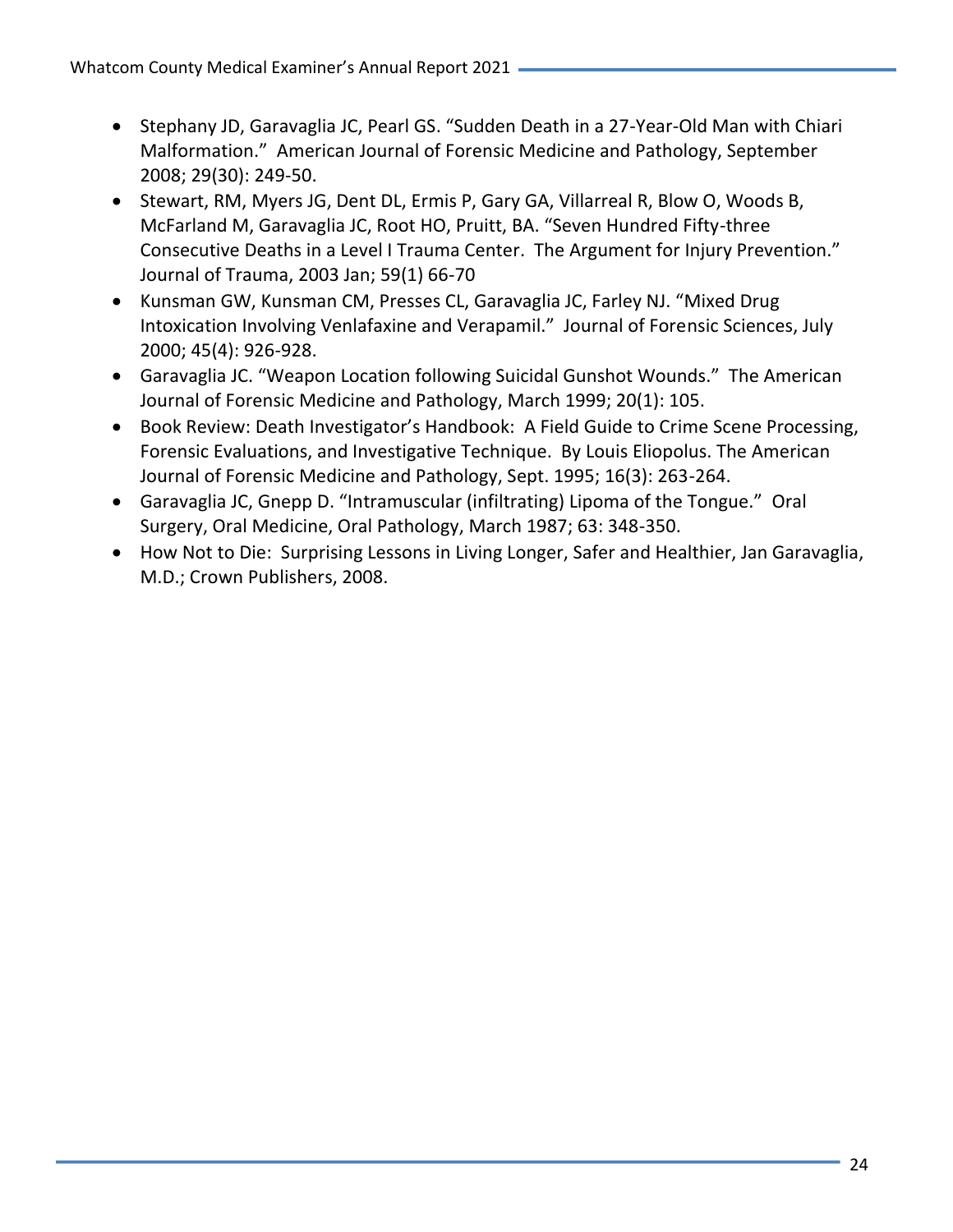- Stephany JD, Garavaglia JC, Pearl GS. “Sudden Death in a 27-Year-Old Man with Chiari Malformation.” American Journal of Forensic Medicine and Pathology, September 2008; 29(30): 249-50.
- Stewart, RM, Myers JG, Dent DL, Ermis P, Gary GA, Villarreal R, Blow O, Woods B, McFarland M, Garavaglia JC, Root HO, Pruitt, BA. “Seven Hundred Fifty-three Consecutive Deaths in a Level I Trauma Center. The Argument for Injury Prevention.” Journal of Trauma, 2003 Jan; 59(1) 66-70
- Kunsman GW, Kunsman CM, Presses CL, Garavaglia JC, Farley NJ. “Mixed Drug Intoxication Involving Venlafaxine and Verapamil.” Journal of Forensic Sciences, July 2000; 45(4): 926-928.
- Garavaglia JC. “Weapon Location following Suicidal Gunshot Wounds.” The American Journal of Forensic Medicine and Pathology, March 1999; 20(1): 105.
- Book Review: Death Investigator’s Handbook: A Field Guide to Crime Scene Processing, Forensic Evaluations, and Investigative Technique. By Louis Eliopolus. The American Journal of Forensic Medicine and Pathology, Sept. 1995; 16(3): 263-264.
- Garavaglia JC, Gnepp D. “Intramuscular (infiltrating) Lipoma of the Tongue.” Oral Surgery, Oral Medicine, Oral Pathology, March 1987; 63: 348-350.
- How Not to Die: Surprising Lessons in Living Longer, Safer and Healthier, Jan Garavaglia, M.D.; Crown Publishers, 2008.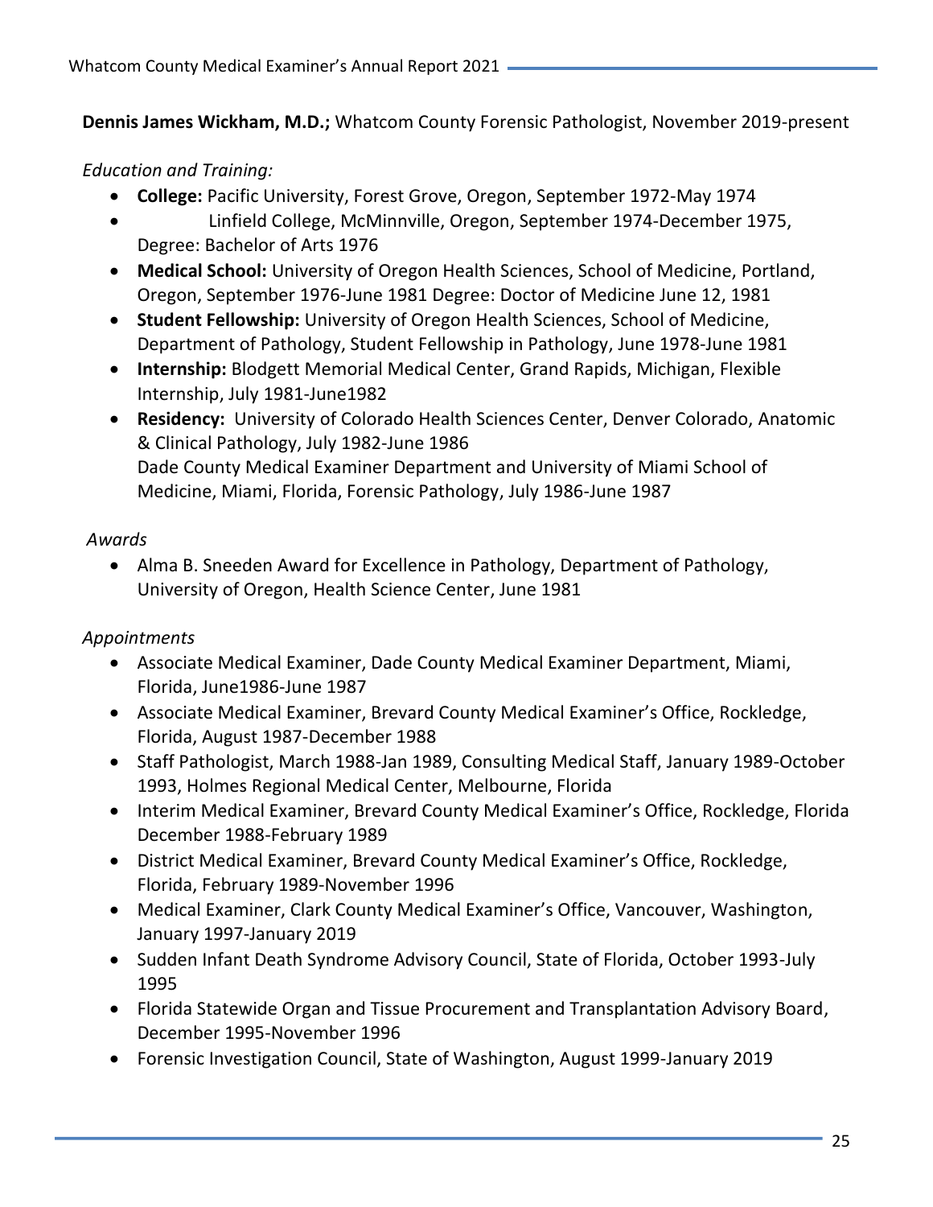**Dennis James Wickham, M.D.;** Whatcom County Forensic Pathologist, November 2019-present

*Education and Training:*

- **College:** Pacific University, Forest Grove, Oregon, September 1972-May 1974
- Linfield College, McMinnville, Oregon, September 1974-December 1975, Degree: Bachelor of Arts 1976
- **Medical School:** University of Oregon Health Sciences, School of Medicine, Portland, Oregon, September 1976-June 1981 Degree: Doctor of Medicine June 12, 1981
- **Student Fellowship:** University of Oregon Health Sciences, School of Medicine, Department of Pathology, Student Fellowship in Pathology, June 1978-June 1981
- **Internship:** Blodgett Memorial Medical Center, Grand Rapids, Michigan, Flexible Internship, July 1981-June1982
- **Residency:** University of Colorado Health Sciences Center, Denver Colorado, Anatomic & Clinical Pathology, July 1982-June 1986
  Dade County Medical Examiner Department and University of Miami School of Medicine, Miami, Florida, Forensic Pathology, July 1986-June 1987

*Awards*

- Alma B. Sneeden Award for Excellence in Pathology, Department of Pathology, University of Oregon, Health Science Center, June 1981

*Appointments*

- Associate Medical Examiner, Dade County Medical Examiner Department, Miami, Florida, June1986-June 1987
- Associate Medical Examiner, Brevard County Medical Examiner's Office, Rockledge, Florida, August 1987-December 1988
- Staff Pathologist, March 1988-Jan 1989, Consulting Medical Staff, January 1989-October 1993, Holmes Regional Medical Center, Melbourne, Florida
- Interim Medical Examiner, Brevard County Medical Examiner's Office, Rockledge, Florida December 1988-February 1989
- District Medical Examiner, Brevard County Medical Examiner's Office, Rockledge, Florida, February 1989-November 1996
- Medical Examiner, Clark County Medical Examiner's Office, Vancouver, Washington, January 1997-January 2019
- Sudden Infant Death Syndrome Advisory Council, State of Florida, October 1993-July 1995
- Florida Statewide Organ and Tissue Procurement and Transplantation Advisory Board, December 1995-November 1996
- Forensic Investigation Council, State of Washington, August 1999-January 2019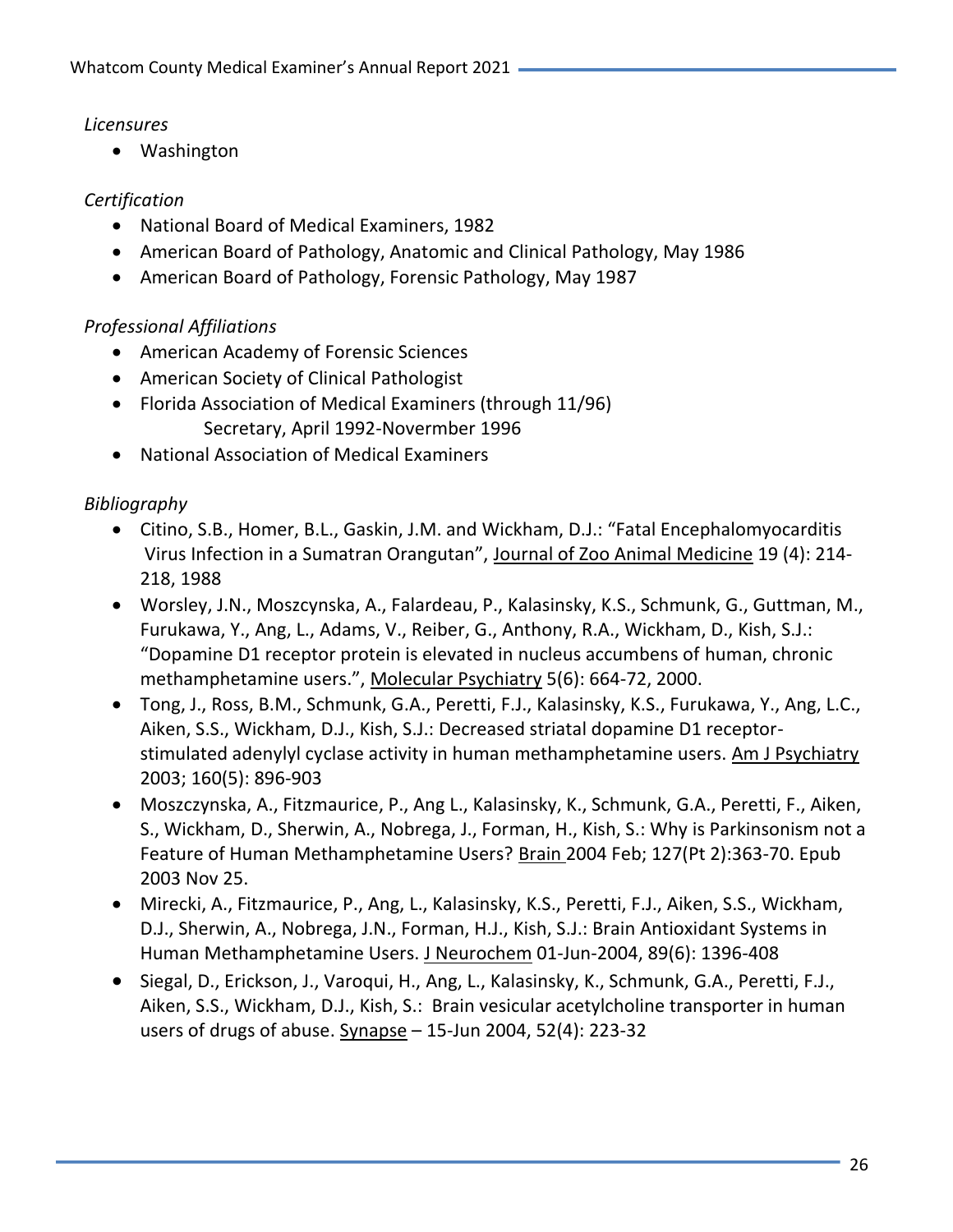*Licensures*

- Washington

*Certification*

- National Board of Medical Examiners, 1982
- American Board of Pathology, Anatomic and Clinical Pathology, May 1986
- American Board of Pathology, Forensic Pathology, May 1987

*Professional Affiliations*

- American Academy of Forensic Sciences
- American Society of Clinical Pathologist
- Florida Association of Medical Examiners (through 11/96)
  Secretary, April 1992-Novermber 1996
- National Association of Medical Examiners

*Bibliography*

- Citino, S.B., Homer, B.L., Gaskin, J.M. and Wickham, D.J.: "Fatal Encephalomyocarditis Virus Infection in a Sumatran Orangutan", Journal of Zoo Animal Medicine 19 (4): 214-218, 1988
- Worsley, J.N., Moszcynska, A., Falardeau, P., Kalasinsky, K.S., Schmunk, G., Guttman, M., Furukawa, Y., Ang, L., Adams, V., Reiber, G., Anthony, R.A., Wickham, D., Kish, S.J.: "Dopamine D1 receptor protein is elevated in nucleus accumbens of human, chronic methamphetamine users.", Molecular Psychiatry 5(6): 664-72, 2000.
- Tong, J., Ross, B.M., Schmunk, G.A., Peretti, F.J., Kalasinsky, K.S., Furukawa, Y., Ang, L.C., Aiken, S.S., Wickham, D.J., Kish, S.J.: Decreased striatal dopamine D1 receptor-stimulated adenylyl cyclase activity in human methamphetamine users. Am J Psychiatry 2003; 160(5): 896-903
- Moszczynska, A., Fitzmaurice, P., Ang L., Kalasinsky, K., Schmunk, G.A., Peretti, F., Aiken, S., Wickham, D., Sherwin, A., Nobrega, J., Forman, H., Kish, S.: Why is Parkinsonism not a Feature of Human Methamphetamine Users? Brain 2004 Feb; 127(Pt 2):363-70. Epub 2003 Nov 25.
- Mirecki, A., Fitzmaurice, P., Ang, L., Kalasinsky, K.S., Peretti, F.J., Aiken, S.S., Wickham, D.J., Sherwin, A., Nobrega, J.N., Forman, H.J., Kish, S.J.: Brain Antioxidant Systems in Human Methamphetamine Users. J Neurochem 01-Jun-2004, 89(6): 1396-408
- Siegal, D., Erickson, J., Varoqui, H., Ang, L., Kalasinsky, K., Schmunk, G.A., Peretti, F.J., Aiken, S.S., Wickham, D.J., Kish, S.: Brain vesicular acetylcholine transporter in human users of drugs of abuse. Synapse – 15-Jun 2004, 52(4): 223-32